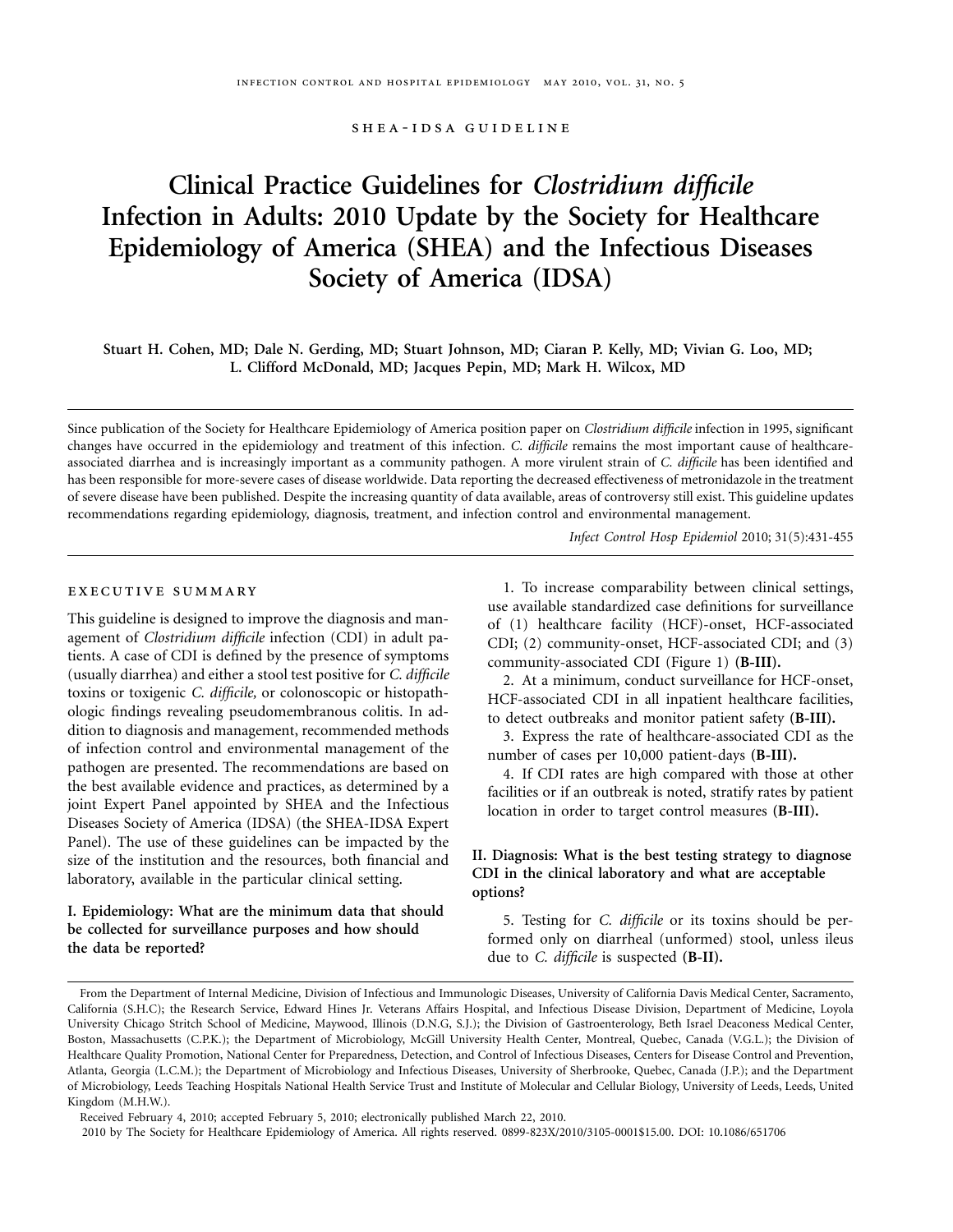SHEA-IDSA GUIDELINE

# Clinical Practice Guidelines for *Clostridium difficile* Infection in Adults: 2010 Update by the Society for Healthcare Epidemiology of America (SHEA) and the Infectious Diseases Society of America (IDSA)

**Stuart H. Cohen, MD; Dale N. Gerding, MD; Stuart Johnson, MD; Ciaran P. Kelly, MD; Vivian G. Loo, MD; L. Clifford McDonald, MD; Jacques Pepin, MD; Mark H. Wilcox, MD**

Since publication of the Society for Healthcare Epidemiology of America position paper on *Clostridium difficile* infection in 1995, significant changes have occurred in the epidemiology and treatment of this infection. *C. difficile* remains the most important cause of healthcare-associated diarrhea and is increasingly important as a community pathogen. A more virulent strain of *C. difficile* has been identified and has been responsible for more-severe cases of disease worldwide. Data reporting the decreased effectiveness of metronidazole in the treatment of severe disease have been published. Despite the increasing quantity of data available, areas of controversy still exist. This guideline updates recommendations regarding epidemiology, diagnosis, treatment, and infection control and environmental management.

*Infect Control Hosp Epidemiol* 2010; 31(5):431-455

## EXECUTIVE SUMMARY

This guideline is designed to improve the diagnosis and management of *Clostridium difficile* infection (CDI) in adult patients. A case of CDI is defined by the presence of symptoms (usually diarrhea) and either a stool test positive for *C. difficile* toxins or toxigenic *C. difficile,* or colonoscopic or histopathologic findings revealing pseudomembranous colitis. In addition to diagnosis and management, recommended methods of infection control and environmental management of the pathogen are presented. The recommendations are based on the best available evidence and practices, as determined by a joint Expert Panel appointed by SHEA and the Infectious Diseases Society of America (IDSA) (the SHEA-IDSA Expert Panel). The use of these guidelines can be impacted by the size of the institution and the resources, both financial and laboratory, available in the particular clinical setting.

### I. Epidemiology: What are the minimum data that should be collected for surveillance purposes and how should the data be reported?

1. To increase comparability between clinical settings, use available standardized case definitions for surveillance of (1) healthcare facility (HCF)-onset, HCF-associated CDI; (2) community-onset, HCF-associated CDI; and (3) community-associated CDI (Figure 1) **(B-III).**
2. At a minimum, conduct surveillance for HCF-onset, HCF-associated CDI in all inpatient healthcare facilities, to detect outbreaks and monitor patient safety **(B-III).**
3. Express the rate of healthcare-associated CDI as the number of cases per 10,000 patient-days **(B-III).**
4. If CDI rates are high compared with those at other facilities or if an outbreak is noted, stratify rates by patient location in order to target control measures **(B-III).**

### II. Diagnosis: What is the best testing strategy to diagnose CDI in the clinical laboratory and what are acceptable options?

5. Testing for *C. difficile* or its toxins should be performed only on diarrheal (unformed) stool, unless ileus due to *C. difficile* is suspected **(B-II).**

From the Department of Internal Medicine, Division of Infectious and Immunologic Diseases, University of California Davis Medical Center, Sacramento, California (S.H.C); the Research Service, Edward Hines Jr. Veterans Affairs Hospital, and Infectious Disease Division, Department of Medicine, Loyola University Chicago Stritch School of Medicine, Maywood, Illinois (D.N.G, S.J.); the Division of Gastroenterology, Beth Israel Deaconess Medical Center, Boston, Massachusetts (C.P.K.); the Department of Microbiology, McGill University Health Center, Montreal, Quebec, Canada (V.G.L.); the Division of Healthcare Quality Promotion, National Center for Preparedness, Detection, and Control of Infectious Diseases, Centers for Disease Control and Prevention, Atlanta, Georgia (L.C.M.); the Department of Microbiology and Infectious Diseases, University of Sherbrooke, Quebec, Canada (J.P.); and the Department of Microbiology, Leeds Teaching Hospitals National Health Service Trust and Institute of Molecular and Cellular Biology, University of Leeds, Leeds, United Kingdom (M.H.W.).

Received February 4, 2010; accepted February 5, 2010; electronically published March 22, 2010.

2010 by The Society for Healthcare Epidemiology of America. All rights reserved. 0899-823X/2010/3105-0001$15.00. DOI: 10.1086/651706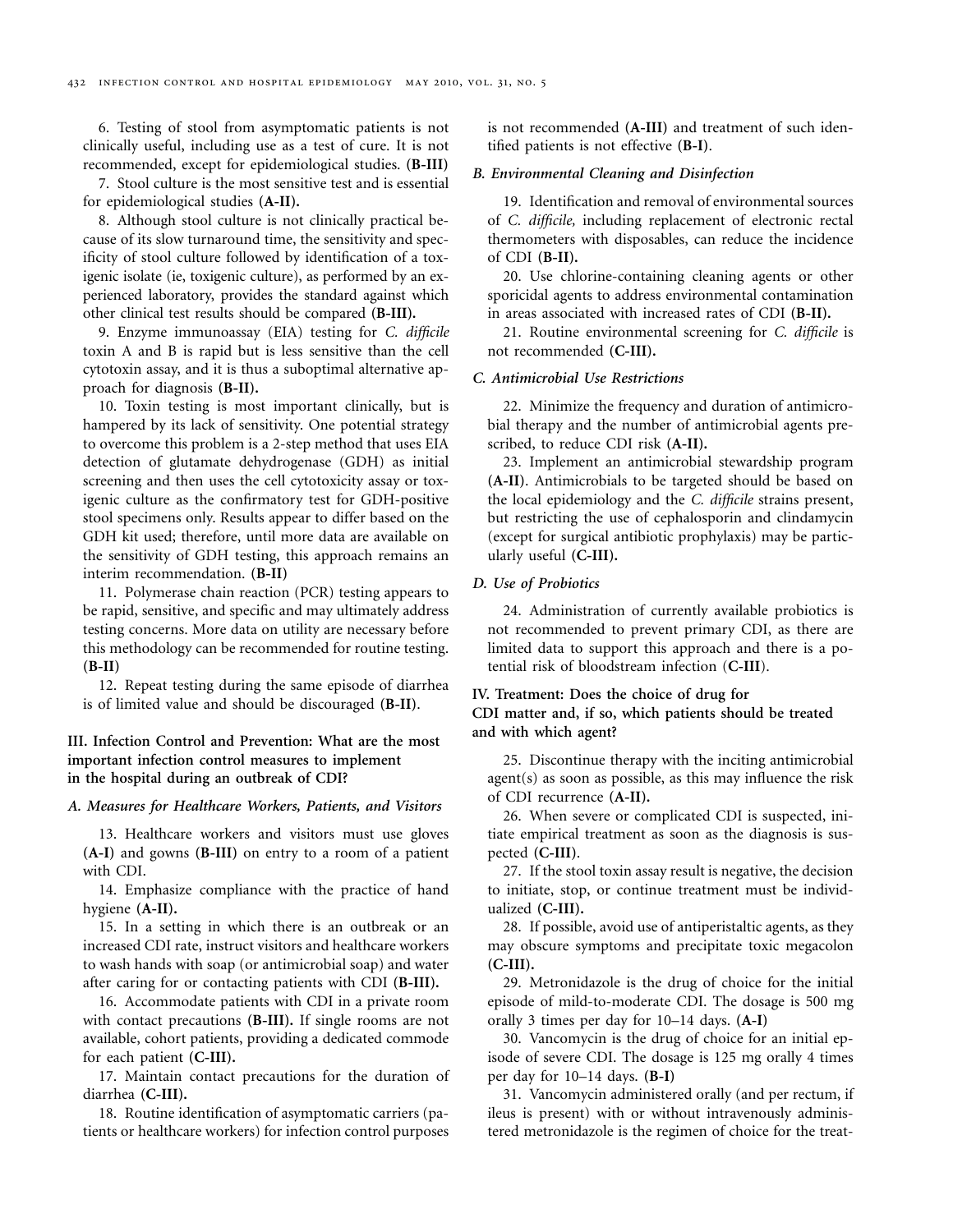6. Testing of stool from asymptomatic patients is not clinically useful, including use as a test of cure. It is not recommended, except for epidemiological studies. **(B-III)**

7. Stool culture is the most sensitive test and is essential for epidemiological studies **(A-II).**

8. Although stool culture is not clinically practical because of its slow turnaround time, the sensitivity and specificity of stool culture followed by identification of a toxigenic isolate (ie, toxigenic culture), as performed by an experienced laboratory, provides the standard against which other clinical test results should be compared **(B-III).**

9. Enzyme immunoassay (EIA) testing for *C. difficile* toxin A and B is rapid but is less sensitive than the cell cytotoxin assay, and it is thus a suboptimal alternative approach for diagnosis **(B-II).**

10. Toxin testing is most important clinically, but is hampered by its lack of sensitivity. One potential strategy to overcome this problem is a 2-step method that uses EIA detection of glutamate dehydrogenase (GDH) as initial screening and then uses the cell cytotoxicity assay or toxigenic culture as the confirmatory test for GDH-positive stool specimens only. Results appear to differ based on the GDH kit used; therefore, until more data are available on the sensitivity of GDH testing, this approach remains an interim recommendation. **(B-II)**

11. Polymerase chain reaction (PCR) testing appears to be rapid, sensitive, and specific and may ultimately address testing concerns. More data on utility are necessary before this methodology can be recommended for routine testing. **(B-II)**

12. Repeat testing during the same episode of diarrhea is of limited value and should be discouraged **(B-II)**.

## III. Infection Control and Prevention: What are the most important infection control measures to implement in the hospital during an outbreak of CDI?

### *A. Measures for Healthcare Workers, Patients, and Visitors*

13. Healthcare workers and visitors must use gloves **(A-I)** and gowns **(B-III)** on entry to a room of a patient with CDI.

14. Emphasize compliance with the practice of hand hygiene **(A-II).**

15. In a setting in which there is an outbreak or an increased CDI rate, instruct visitors and healthcare workers to wash hands with soap (or antimicrobial soap) and water after caring for or contacting patients with CDI **(B-III).**

16. Accommodate patients with CDI in a private room with contact precautions **(B-III).** If single rooms are not available, cohort patients, providing a dedicated commode for each patient **(C-III).**

17. Maintain contact precautions for the duration of diarrhea **(C-III).**

18. Routine identification of asymptomatic carriers (patients or healthcare workers) for infection control purposes is not recommended **(A-III)** and treatment of such identified patients is not effective **(B-I)**.

### *B. Environmental Cleaning and Disinfection*

19. Identification and removal of environmental sources of *C. difficile,* including replacement of electronic rectal thermometers with disposables, can reduce the incidence of CDI **(B-II).**

20. Use chlorine-containing cleaning agents or other sporicidal agents to address environmental contamination in areas associated with increased rates of CDI **(B-II).**

21. Routine environmental screening for *C. difficile* is not recommended **(C-III).**

### *C. Antimicrobial Use Restrictions*

22. Minimize the frequency and duration of antimicrobial therapy and the number of antimicrobial agents prescribed, to reduce CDI risk **(A-II).**

23. Implement an antimicrobial stewardship program **(A-II)**. Antimicrobials to be targeted should be based on the local epidemiology and the *C. difficile* strains present, but restricting the use of cephalosporin and clindamycin (except for surgical antibiotic prophylaxis) may be particularly useful **(C-III).**

### *D. Use of Probiotics*

24. Administration of currently available probiotics is not recommended to prevent primary CDI, as there are limited data to support this approach and there is a potential risk of bloodstream infection (**C-III**).

## IV. Treatment: Does the choice of drug for CDI matter and, if so, which patients should be treated and with which agent?

25. Discontinue therapy with the inciting antimicrobial agent(s) as soon as possible, as this may influence the risk of CDI recurrence **(A-II).**

26. When severe or complicated CDI is suspected, initiate empirical treatment as soon as the diagnosis is suspected **(C-III)**.

27. If the stool toxin assay result is negative, the decision to initiate, stop, or continue treatment must be individualized **(C-III).**

28. If possible, avoid use of antiperistaltic agents, as they may obscure symptoms and precipitate toxic megacolon **(C-III).**

29. Metronidazole is the drug of choice for the initial episode of mild-to-moderate CDI. The dosage is 500 mg orally 3 times per day for 10–14 days. **(A-I)**

30. Vancomycin is the drug of choice for an initial episode of severe CDI. The dosage is 125 mg orally 4 times per day for 10–14 days. **(B-I)**

31. Vancomycin administered orally (and per rectum, if ileus is present) with or without intravenously administered metronidazole is the regimen of choice for the treat-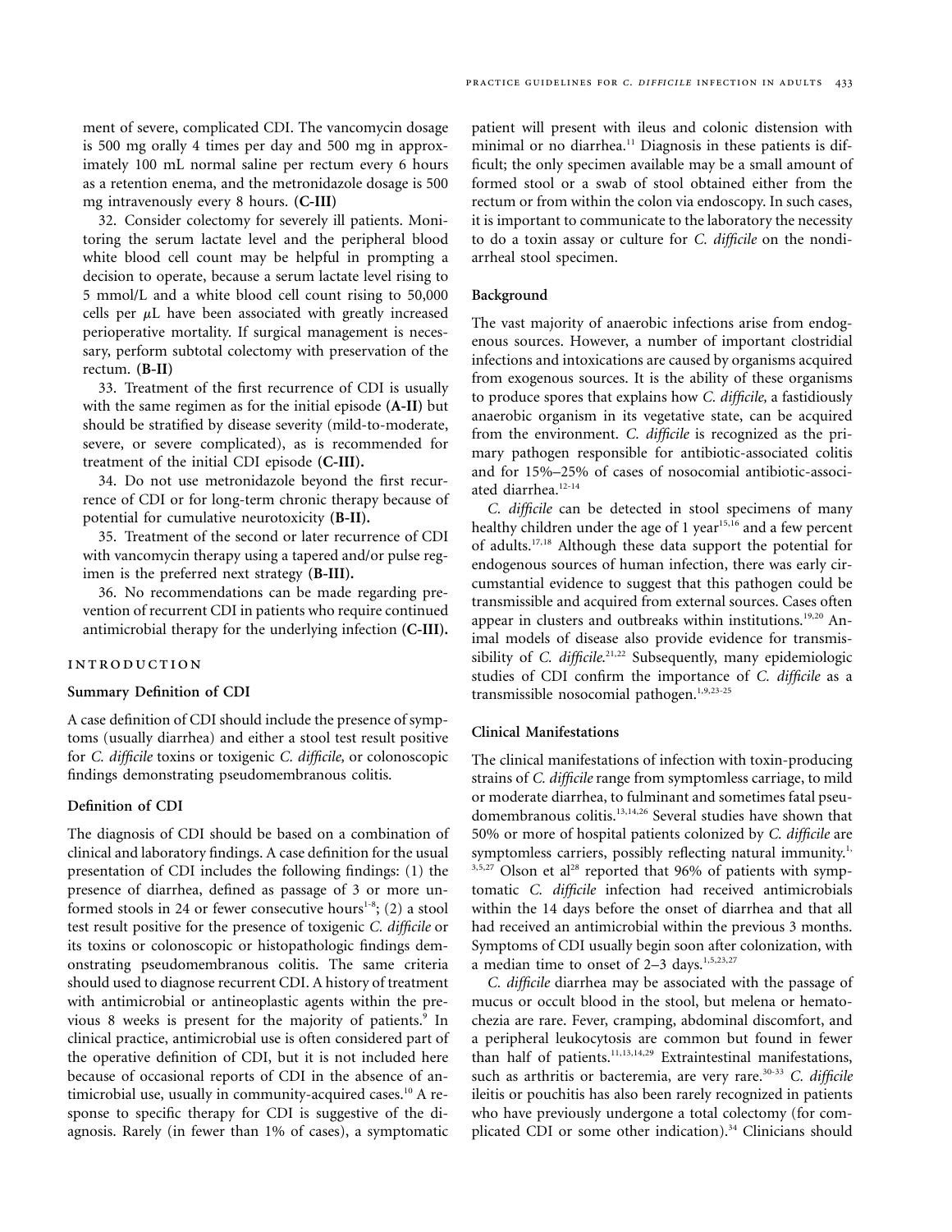ment of severe, complicated CDI. The vancomycin dosage is 500 mg orally 4 times per day and 500 mg in approximately 100 mL normal saline per rectum every 6 hours as a retention enema, and the metronidazole dosage is 500 mg intravenously every 8 hours. **(C-III)**

32. Consider colectomy for severely ill patients. Monitoring the serum lactate level and the peripheral blood white blood cell count may be helpful in prompting a decision to operate, because a serum lactate level rising to 5 mmol/L and a white blood cell count rising to 50,000 cells per $\mu$L have been associated with greatly increased perioperative mortality. If surgical management is necessary, perform subtotal colectomy with preservation of the rectum. **(B-II)**

33. Treatment of the first recurrence of CDI is usually with the same regimen as for the initial episode **(A-II)** but should be stratified by disease severity (mild-to-moderate, severe, or severe complicated), as is recommended for treatment of the initial CDI episode **(C-III).**

34. Do not use metronidazole beyond the first recurrence of CDI or for long-term chronic therapy because of potential for cumulative neurotoxicity **(B-II).**

35. Treatment of the second or later recurrence of CDI with vancomycin therapy using a tapered and/or pulse regimen is the preferred next strategy **(B-III).**

36. No recommendations can be made regarding prevention of recurrent CDI in patients who require continued antimicrobial therapy for the underlying infection **(C-III).**

## INTRODUCTION

### Summary Definition of CDI

A case definition of CDI should include the presence of symptoms (usually diarrhea) and either a stool test result positive for *C. difficile* toxins or toxigenic *C. difficile,* or colonoscopic findings demonstrating pseudomembranous colitis.

### Definition of CDI

The diagnosis of CDI should be based on a combination of clinical and laboratory findings. A case definition for the usual presentation of CDI includes the following findings: (1) the presence of diarrhea, defined as passage of 3 or more unformed stools in 24 or fewer consecutive hours[1-8]; (2) a stool test result positive for the presence of toxigenic *C. difficile* or its toxins or colonoscopic or histopathologic findings demonstrating pseudomembranous colitis. The same criteria should used to diagnose recurrent CDI. A history of treatment with antimicrobial or antineoplastic agents within the previous 8 weeks is present for the majority of patients.[9] In clinical practice, antimicrobial use is often considered part of the operative definition of CDI, but it is not included here because of occasional reports of CDI in the absence of antimicrobial use, usually in community-acquired cases.[10] A response to specific therapy for CDI is suggestive of the diagnosis. Rarely (in fewer than 1% of cases), a symptomatic patient will present with ileus and colonic distension with minimal or no diarrhea.[11] Diagnosis in these patients is difficult; the only specimen available may be a small amount of formed stool or a swab of stool obtained either from the rectum or from within the colon via endoscopy. In such cases, it is important to communicate to the laboratory the necessity to do a toxin assay or culture for *C. difficile* on the nondiarrheal stool specimen.

### Background

The vast majority of anaerobic infections arise from endogenous sources. However, a number of important clostridial infections and intoxications are caused by organisms acquired from exogenous sources. It is the ability of these organisms to produce spores that explains how *C. difficile,* a fastidiously anaerobic organism in its vegetative state, can be acquired from the environment. *C. difficile* is recognized as the primary pathogen responsible for antibiotic-associated colitis and for 15%–25% of cases of nosocomial antibiotic-associated diarrhea.[12-14]

*C. difficile* can be detected in stool specimens of many healthy children under the age of 1 year[15,16] and a few percent of adults.[17,18] Although these data support the potential for endogenous sources of human infection, there was early circumstantial evidence to suggest that this pathogen could be transmissible and acquired from external sources. Cases often appear in clusters and outbreaks within institutions.[19,20] Animal models of disease also provide evidence for transmissibility of *C. difficile.*[21,22] Subsequently, many epidemiologic studies of CDI confirm the importance of *C. difficile* as a transmissible nosocomial pathogen.[1,9,23-25]

### Clinical Manifestations

The clinical manifestations of infection with toxin-producing strains of *C. difficile* range from symptomless carriage, to mild or moderate diarrhea, to fulminant and sometimes fatal pseudomembranous colitis.[13,14,26] Several studies have shown that 50% or more of hospital patients colonized by *C. difficile* are symptomless carriers, possibly reflecting natural immunity.[1,3,5,27] Olson et al[28] reported that 96% of patients with symptomatic *C. difficile* infection had received antimicrobials within the 14 days before the onset of diarrhea and that all had received an antimicrobial within the previous 3 months. Symptoms of CDI usually begin soon after colonization, with a median time to onset of 2–3 days.[1,5,23,27]

*C. difficile* diarrhea may be associated with the passage of mucus or occult blood in the stool, but melena or hematochezia are rare. Fever, cramping, abdominal discomfort, and a peripheral leukocytosis are common but found in fewer than half of patients.[11,13,14,29] Extraintestinal manifestations, such as arthritis or bacteremia, are very rare.[30-33] *C. difficile* ileitis or pouchitis has also been rarely recognized in patients who have previously undergone a total colectomy (for complicated CDI or some other indication).[34] Clinicians should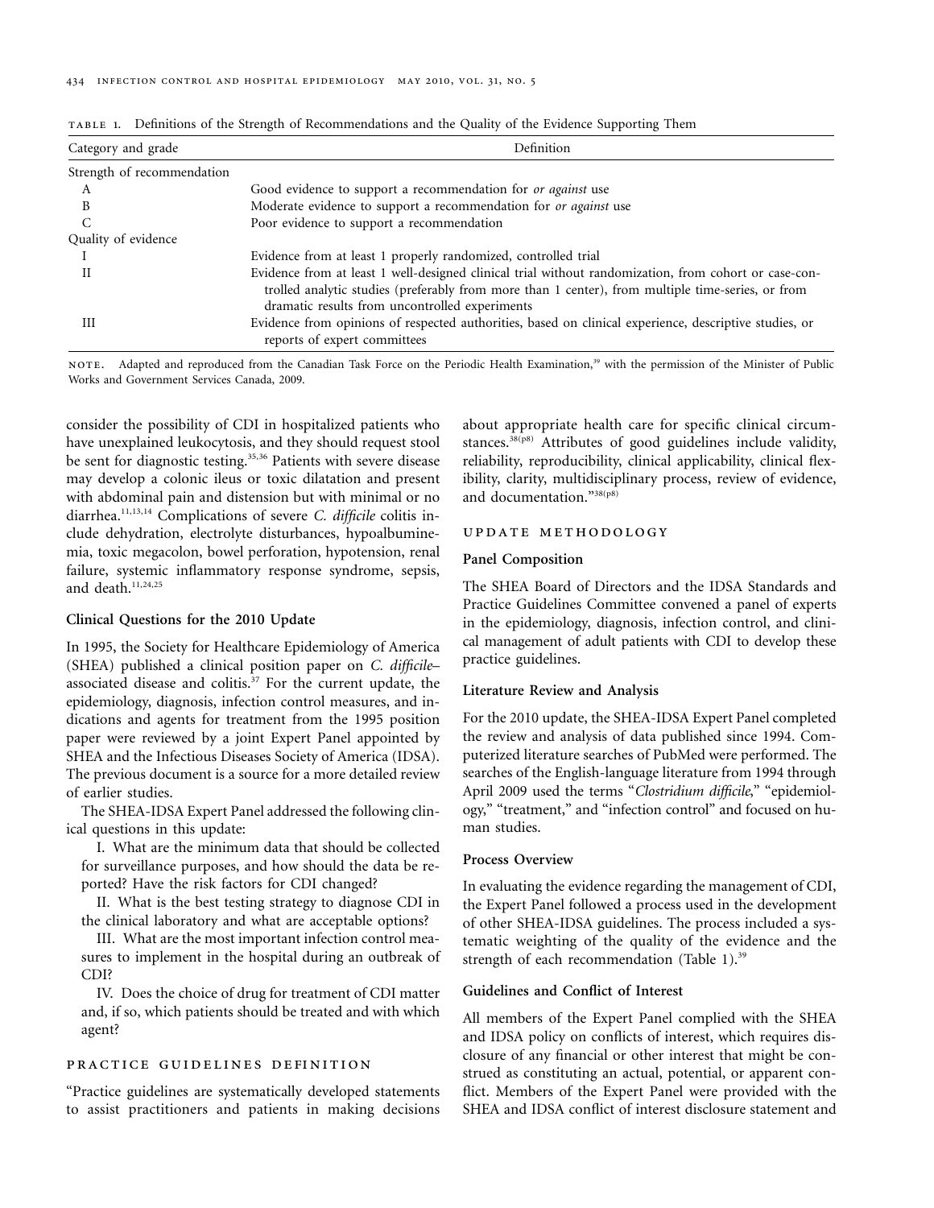TABLE 1. Definitions of the Strength of Recommendations and the Quality of the Evidence Supporting Them

| Category and grade | Definition |
|---|---|
| Strength of recommendation | |
| A | Good evidence to support a recommendation for *or against* use |
| B | Moderate evidence to support a recommendation for *or against* use |
| C | Poor evidence to support a recommendation |
| Quality of evidence | |
| I | Evidence from at least 1 properly randomized, controlled trial |
| II | Evidence from at least 1 well-designed clinical trial without randomization, from cohort or case-controlled analytic studies (preferably from more than 1 center), from multiple time-series, or from dramatic results from uncontrolled experiments |
| III | Evidence from opinions of respected authorities, based on clinical experience, descriptive studies, or reports of expert committees |

NOTE. Adapted and reproduced from the Canadian Task Force on the Periodic Health Examination,[39] with the permission of the Minister of Public Works and Government Services Canada, 2009.

consider the possibility of CDI in hospitalized patients who have unexplained leukocytosis, and they should request stool be sent for diagnostic testing.[35,36] Patients with severe disease may develop a colonic ileus or toxic dilatation and present with abdominal pain and distension but with minimal or no diarrhea.[11,13,14] Complications of severe *C. difficile* colitis include dehydration, electrolyte disturbances, hypoalbuminemia, toxic megacolon, bowel perforation, hypotension, renal failure, systemic inflammatory response syndrome, sepsis, and death.[11,24,25]

### Clinical Questions for the 2010 Update

In 1995, the Society for Healthcare Epidemiology of America (SHEA) published a clinical position paper on *C. difficile*–associated disease and colitis.[37] For the current update, the epidemiology, diagnosis, infection control measures, and indications and agents for treatment from the 1995 position paper were reviewed by a joint Expert Panel appointed by SHEA and the Infectious Diseases Society of America (IDSA). The previous document is a source for a more detailed review of earlier studies.

The SHEA-IDSA Expert Panel addressed the following clinical questions in this update:

I. What are the minimum data that should be collected for surveillance purposes, and how should the data be reported? Have the risk factors for CDI changed?

II. What is the best testing strategy to diagnose CDI in the clinical laboratory and what are acceptable options?

III. What are the most important infection control measures to implement in the hospital during an outbreak of CDI?

IV. Does the choice of drug for treatment of CDI matter and, if so, which patients should be treated and with which agent?

## PRACTICE GUIDELINES DEFINITION

"Practice guidelines are systematically developed statements to assist practitioners and patients in making decisions about appropriate health care for specific clinical circumstances.[38(p8)] Attributes of good guidelines include validity, reliability, reproducibility, clinical applicability, clinical flexibility, clarity, multidisciplinary process, review of evidence, and documentation."[38(p8)]

## UPDATE METHODOLOGY

### Panel Composition

The SHEA Board of Directors and the IDSA Standards and Practice Guidelines Committee convened a panel of experts in the epidemiology, diagnosis, infection control, and clinical management of adult patients with CDI to develop these practice guidelines.

### Literature Review and Analysis

For the 2010 update, the SHEA-IDSA Expert Panel completed the review and analysis of data published since 1994. Computerized literature searches of PubMed were performed. The searches of the English-language literature from 1994 through April 2009 used the terms "*Clostridium difficile*," "epidemiology," "treatment," and "infection control" and focused on human studies.

### Process Overview

In evaluating the evidence regarding the management of CDI, the Expert Panel followed a process used in the development of other SHEA-IDSA guidelines. The process included a systematic weighting of the quality of the evidence and the strength of each recommendation (Table 1).[39]

### Guidelines and Conflict of Interest

All members of the Expert Panel complied with the SHEA and IDSA policy on conflicts of interest, which requires disclosure of any financial or other interest that might be construed as constituting an actual, potential, or apparent conflict. Members of the Expert Panel were provided with the SHEA and IDSA conflict of interest disclosure statement and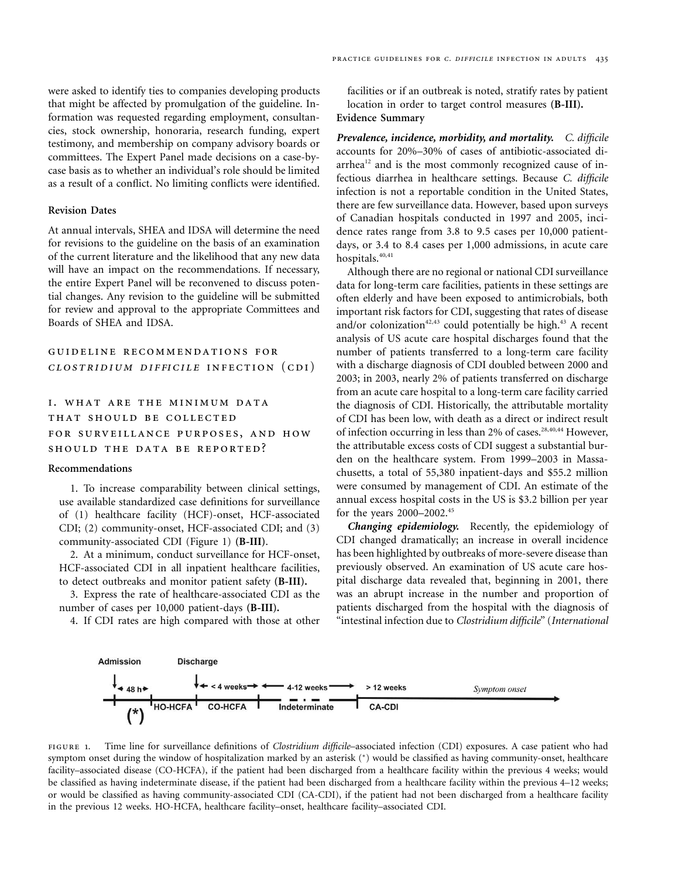were asked to identify ties to companies developing products that might be affected by promulgation of the guideline. Information was requested regarding employment, consultancies, stock ownership, honoraria, research funding, expert testimony, and membership on company advisory boards or committees. The Expert Panel made decisions on a case-by-case basis as to whether an individual's role should be limited as a result of a conflict. No limiting conflicts were identified.

### Revision Dates

At annual intervals, SHEA and IDSA will determine the need for revisions to the guideline on the basis of an examination of the current literature and the likelihood that any new data will have an impact on the recommendations. If necessary, the entire Expert Panel will be reconvened to discuss potential changes. Any revision to the guideline will be submitted for review and approval to the appropriate Committees and Boards of SHEA and IDSA.

## GUIDELINE RECOMMENDATIONS FOR *CLOSTRIDIUM DIFFICILE* INFECTION (CDI)

## I. WHAT ARE THE MINIMUM DATA THAT SHOULD BE COLLECTED FOR SURVEILLANCE PURPOSES, AND HOW SHOULD THE DATA BE REPORTED?

### Recommendations

1. To increase comparability between clinical settings, use available standardized case definitions for surveillance of (1) healthcare facility (HCF)-onset, HCF-associated CDI; (2) community-onset, HCF-associated CDI; and (3) community-associated CDI (Figure 1) **(B-III)**.

2. At a minimum, conduct surveillance for HCF-onset, HCF-associated CDI in all inpatient healthcare facilities, to detect outbreaks and monitor patient safety **(B-III).**

3. Express the rate of healthcare-associated CDI as the number of cases per 10,000 patient-days **(B-III).**

4. If CDI rates are high compared with those at other facilities or if an outbreak is noted, stratify rates by patient location in order to target control measures **(B-III).**

### Evidence Summary

***Prevalence, incidence, morbidity, and mortality.*** *C. difficile* accounts for 20%–30% of cases of antibiotic-associated diarrhea[12] and is the most commonly recognized cause of infectious diarrhea in healthcare settings. Because *C. difficile* infection is not a reportable condition in the United States, there are few surveillance data. However, based upon surveys of Canadian hospitals conducted in 1997 and 2005, incidence rates range from 3.8 to 9.5 cases per 10,000 patient-days, or 3.4 to 8.4 cases per 1,000 admissions, in acute care hospitals.[40,41]

Although there are no regional or national CDI surveillance data for long-term care facilities, patients in these settings are often elderly and have been exposed to antimicrobials, both important risk factors for CDI, suggesting that rates of disease and/or colonization[42,43] could potentially be high.[43] A recent analysis of US acute care hospital discharges found that the number of patients transferred to a long-term care facility with a discharge diagnosis of CDI doubled between 2000 and 2003; in 2003, nearly 2% of patients transferred on discharge from an acute care hospital to a long-term care facility carried the diagnosis of CDI. Historically, the attributable mortality of CDI has been low, with death as a direct or indirect result of infection occurring in less than 2% of cases.[28,40,44] However, the attributable excess costs of CDI suggest a substantial burden on the healthcare system. From 1999–2003 in Massachusetts, a total of 55,380 inpatient-days and \$55.2 million were consumed by management of CDI. An estimate of the annual excess hospital costs in the US is \$3.2 billion per year for the years 2000–2002.[45]

***Changing epidemiology.*** Recently, the epidemiology of CDI changed dramatically; an increase in overall incidence has been highlighted by outbreaks of more-severe disease than previously observed. An examination of US acute care hospital discharge data revealed that, beginning in 2001, there was an abrupt increase in the number and proportion of patients discharged from the hospital with the diagnosis of "intestinal infection due to *Clostridium difficile*" (*International*

Admission — Discharge — 48 h — < 4 weeks — 4-12 weeks — > 12 weeks — Symptom onset
(*) | HO-HCFA | CO-HCFA | Indeterminate | CA-CDI

FIGURE 1. Time line for surveillance definitions of *Clostridium difficile*–associated infection (CDI) exposures. A case patient who had symptom onset during the window of hospitalization marked by an asterisk (*) would be classified as having community-onset, healthcare facility–associated disease (CO-HCFA), if the patient had been discharged from a healthcare facility within the previous 4 weeks; would be classified as having indeterminate disease, if the patient had been discharged from a healthcare facility within the previous 4–12 weeks; or would be classified as having community-associated CDI (CA-CDI), if the patient had not been discharged from a healthcare facility in the previous 12 weeks. HO-HCFA, healthcare facility–onset, healthcare facility–associated CDI.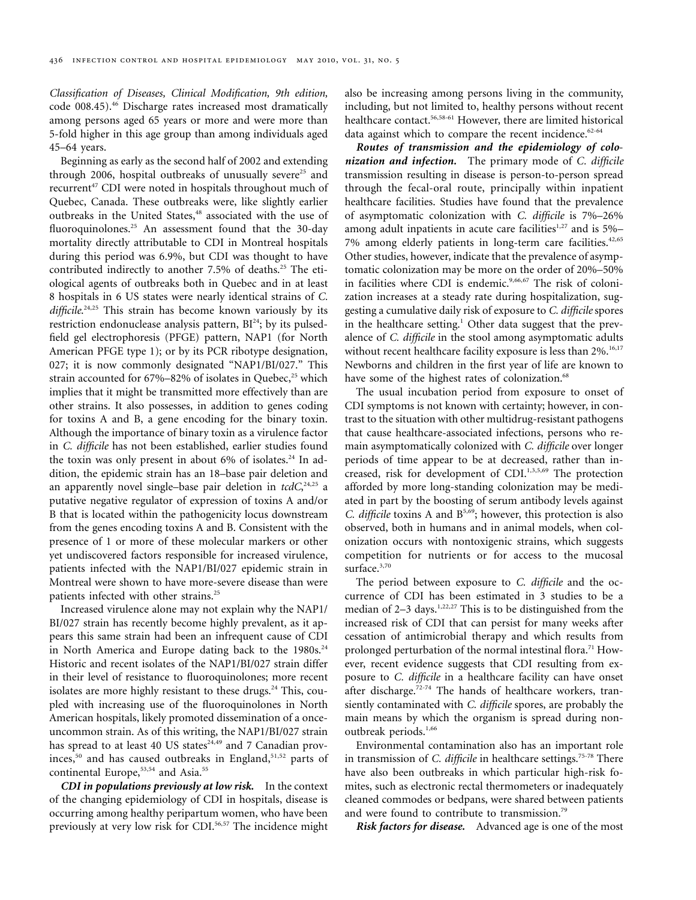*Classification of Diseases, Clinical Modification, 9th edition,* code 008.45).[46] Discharge rates increased most dramatically among persons aged 65 years or more and were more than 5-fold higher in this age group than among individuals aged 45–64 years.

Beginning as early as the second half of 2002 and extending through 2006, hospital outbreaks of unusually severe[25] and recurrent[47] CDI were noted in hospitals throughout much of Quebec, Canada. These outbreaks were, like slightly earlier outbreaks in the United States,[48] associated with the use of fluoroquinolones.[25] An assessment found that the 30-day mortality directly attributable to CDI in Montreal hospitals during this period was 6.9%, but CDI was thought to have contributed indirectly to another 7.5% of deaths.[25] The etiological agents of outbreaks both in Quebec and in at least 8 hospitals in 6 US states were nearly identical strains of *C. difficile.*[24,25] This strain has become known variously by its restriction endonuclease analysis pattern, BI[24]; by its pulsed-field gel electrophoresis (PFGE) pattern, NAP1 (for North American PFGE type 1); or by its PCR ribotype designation, 027; it is now commonly designated "NAP1/BI/027." This strain accounted for 67%–82% of isolates in Quebec,[25] which implies that it might be transmitted more effectively than are other strains. It also possesses, in addition to genes coding for toxins A and B, a gene encoding for the binary toxin. Although the importance of binary toxin as a virulence factor in *C. difficile* has not been established, earlier studies found the toxin was only present in about 6% of isolates.[24] In addition, the epidemic strain has an 18–base pair deletion and an apparently novel single–base pair deletion in *tcdC*,[24,25] a putative negative regulator of expression of toxins A and/or B that is located within the pathogenicity locus downstream from the genes encoding toxins A and B. Consistent with the presence of 1 or more of these molecular markers or other yet undiscovered factors responsible for increased virulence, patients infected with the NAP1/BI/027 epidemic strain in Montreal were shown to have more-severe disease than were patients infected with other strains.[25]

Increased virulence alone may not explain why the NAP1/BI/027 strain has recently become highly prevalent, as it appears this same strain had been an infrequent cause of CDI in North America and Europe dating back to the 1980s.[24] Historic and recent isolates of the NAP1/BI/027 strain differ in their level of resistance to fluoroquinolones; more recent isolates are more highly resistant to these drugs.[24] This, coupled with increasing use of the fluoroquinolones in North American hospitals, likely promoted dissemination of a once-uncommon strain. As of this writing, the NAP1/BI/027 strain has spread to at least 40 US states[24,49] and 7 Canadian provinces,[50] and has caused outbreaks in England,[51,52] parts of continental Europe,[53,54] and Asia.[55]

***CDI in populations previously at low risk.*** In the context of the changing epidemiology of CDI in hospitals, disease is occurring among healthy peripartum women, who have been previously at very low risk for CDI.[56,57] The incidence might also be increasing among persons living in the community, including, but not limited to, healthy persons without recent healthcare contact.[56,58-61] However, there are limited historical data against which to compare the recent incidence.[62-64]

***Routes of transmission and the epidemiology of colonization and infection.*** The primary mode of *C. difficile* transmission resulting in disease is person-to-person spread through the fecal-oral route, principally within inpatient healthcare facilities. Studies have found that the prevalence of asymptomatic colonization with *C. difficile* is 7%–26% among adult inpatients in acute care facilities[1,27] and is 5%–7% among elderly patients in long-term care facilities.[42,65] Other studies, however, indicate that the prevalence of asymptomatic colonization may be more on the order of 20%–50% in facilities where CDI is endemic.[9,66,67] The risk of colonization increases at a steady rate during hospitalization, suggesting a cumulative daily risk of exposure to *C. difficile* spores in the healthcare setting.[1] Other data suggest that the prevalence of *C. difficile* in the stool among asymptomatic adults without recent healthcare facility exposure is less than 2%.[16,17] Newborns and children in the first year of life are known to have some of the highest rates of colonization.[68]

The usual incubation period from exposure to onset of CDI symptoms is not known with certainty; however, in contrast to the situation with other multidrug-resistant pathogens that cause healthcare-associated infections, persons who remain asymptomatically colonized with *C. difficile* over longer periods of time appear to be at decreased, rather than increased, risk for development of CDI.[1,3,5,69] The protection afforded by more long-standing colonization may be mediated in part by the boosting of serum antibody levels against *C. difficile* toxins A and B[5,69]; however, this protection is also observed, both in humans and in animal models, when colonization occurs with nontoxigenic strains, which suggests competition for nutrients or for access to the mucosal surface.[3,70]

The period between exposure to *C. difficile* and the occurrence of CDI has been estimated in 3 studies to be a median of 2–3 days.[1,22,27] This is to be distinguished from the increased risk of CDI that can persist for many weeks after cessation of antimicrobial therapy and which results from prolonged perturbation of the normal intestinal flora.[71] However, recent evidence suggests that CDI resulting from exposure to *C. difficile* in a healthcare facility can have onset after discharge.[72-74] The hands of healthcare workers, transiently contaminated with *C. difficile* spores, are probably the main means by which the organism is spread during non-outbreak periods.[1,66]

Environmental contamination also has an important role in transmission of *C. difficile* in healthcare settings.[75-78] There have also been outbreaks in which particular high-risk fomites, such as electronic rectal thermometers or inadequately cleaned commodes or bedpans, were shared between patients and were found to contribute to transmission.[79]

***Risk factors for disease.*** Advanced age is one of the most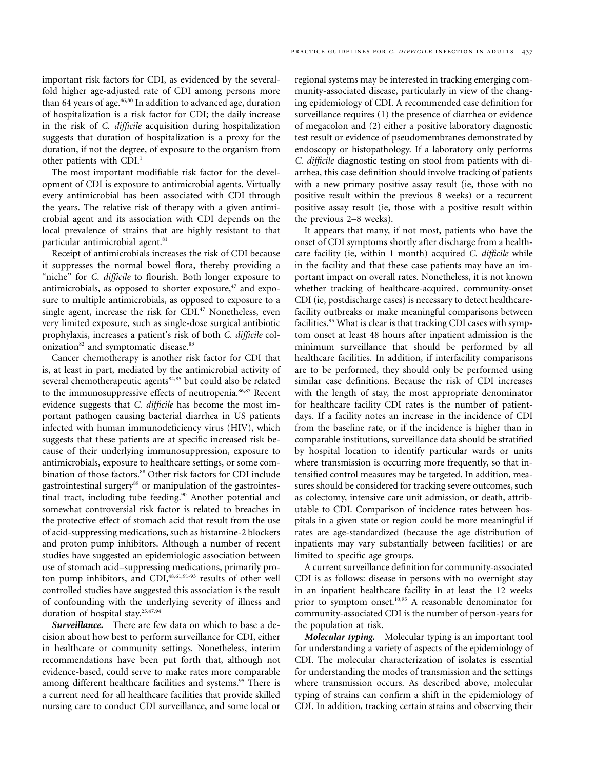important risk factors for CDI, as evidenced by the several-fold higher age-adjusted rate of CDI among persons more than 64 years of age.[46,80] In addition to advanced age, duration of hospitalization is a risk factor for CDI; the daily increase in the risk of *C. difficile* acquisition during hospitalization suggests that duration of hospitalization is a proxy for the duration, if not the degree, of exposure to the organism from other patients with CDI.[1]

The most important modifiable risk factor for the development of CDI is exposure to antimicrobial agents. Virtually every antimicrobial has been associated with CDI through the years. The relative risk of therapy with a given antimicrobial agent and its association with CDI depends on the local prevalence of strains that are highly resistant to that particular antimicrobial agent.[81]

Receipt of antimicrobials increases the risk of CDI because it suppresses the normal bowel flora, thereby providing a "niche" for *C. difficile* to flourish. Both longer exposure to antimicrobials, as opposed to shorter exposure,[47] and exposure to multiple antimicrobials, as opposed to exposure to a single agent, increase the risk for CDI.[47] Nonetheless, even very limited exposure, such as single-dose surgical antibiotic prophylaxis, increases a patient's risk of both *C. difficile* colonization[82] and symptomatic disease.[83]

Cancer chemotherapy is another risk factor for CDI that is, at least in part, mediated by the antimicrobial activity of several chemotherapeutic agents[84,85] but could also be related to the immunosuppressive effects of neutropenia.[86,87] Recent evidence suggests that *C. difficile* has become the most important pathogen causing bacterial diarrhea in US patients infected with human immunodeficiency virus (HIV), which suggests that these patients are at specific increased risk because of their underlying immunosuppression, exposure to antimicrobials, exposure to healthcare settings, or some combination of those factors.[88] Other risk factors for CDI include gastrointestinal surgery[89] or manipulation of the gastrointestinal tract, including tube feeding.[90] Another potential and somewhat controversial risk factor is related to breaches in the protective effect of stomach acid that result from the use of acid-suppressing medications, such as histamine-2 blockers and proton pump inhibitors. Although a number of recent studies have suggested an epidemiologic association between use of stomach acid–suppressing medications, primarily proton pump inhibitors, and CDI,[48,61,91-93] results of other well controlled studies have suggested this association is the result of confounding with the underlying severity of illness and duration of hospital stay.[25,47,94]

***Surveillance.*** There are few data on which to base a decision about how best to perform surveillance for CDI, either in healthcare or community settings. Nonetheless, interim recommendations have been put forth that, although not evidence-based, could serve to make rates more comparable among different healthcare facilities and systems.[95] There is a current need for all healthcare facilities that provide skilled nursing care to conduct CDI surveillance, and some local or regional systems may be interested in tracking emerging community-associated disease, particularly in view of the changing epidemiology of CDI. A recommended case definition for surveillance requires (1) the presence of diarrhea or evidence of megacolon and (2) either a positive laboratory diagnostic test result or evidence of pseudomembranes demonstrated by endoscopy or histopathology. If a laboratory only performs *C. difficile* diagnostic testing on stool from patients with diarrhea, this case definition should involve tracking of patients with a new primary positive assay result (ie, those with no positive result within the previous 8 weeks) or a recurrent positive assay result (ie, those with a positive result within the previous 2–8 weeks).

It appears that many, if not most, patients who have the onset of CDI symptoms shortly after discharge from a healthcare facility (ie, within 1 month) acquired *C. difficile* while in the facility and that these case patients may have an important impact on overall rates. Nonetheless, it is not known whether tracking of healthcare-acquired, community-onset CDI (ie, postdischarge cases) is necessary to detect healthcare-facility outbreaks or make meaningful comparisons between facilities.[95] What is clear is that tracking CDI cases with symptom onset at least 48 hours after inpatient admission is the minimum surveillance that should be performed by all healthcare facilities. In addition, if interfacility comparisons are to be performed, they should only be performed using similar case definitions. Because the risk of CDI increases with the length of stay, the most appropriate denominator for healthcare facility CDI rates is the number of patient-days. If a facility notes an increase in the incidence of CDI from the baseline rate, or if the incidence is higher than in comparable institutions, surveillance data should be stratified by hospital location to identify particular wards or units where transmission is occurring more frequently, so that intensified control measures may be targeted. In addition, measures should be considered for tracking severe outcomes, such as colectomy, intensive care unit admission, or death, attributable to CDI. Comparison of incidence rates between hospitals in a given state or region could be more meaningful if rates are age-standardized (because the age distribution of inpatients may vary substantially between facilities) or are limited to specific age groups.

A current surveillance definition for community-associated CDI is as follows: disease in persons with no overnight stay in an inpatient healthcare facility in at least the 12 weeks prior to symptom onset.[10,95] A reasonable denominator for community-associated CDI is the number of person-years for the population at risk.

***Molecular typing.*** Molecular typing is an important tool for understanding a variety of aspects of the epidemiology of CDI. The molecular characterization of isolates is essential for understanding the modes of transmission and the settings where transmission occurs. As described above, molecular typing of strains can confirm a shift in the epidemiology of CDI. In addition, tracking certain strains and observing their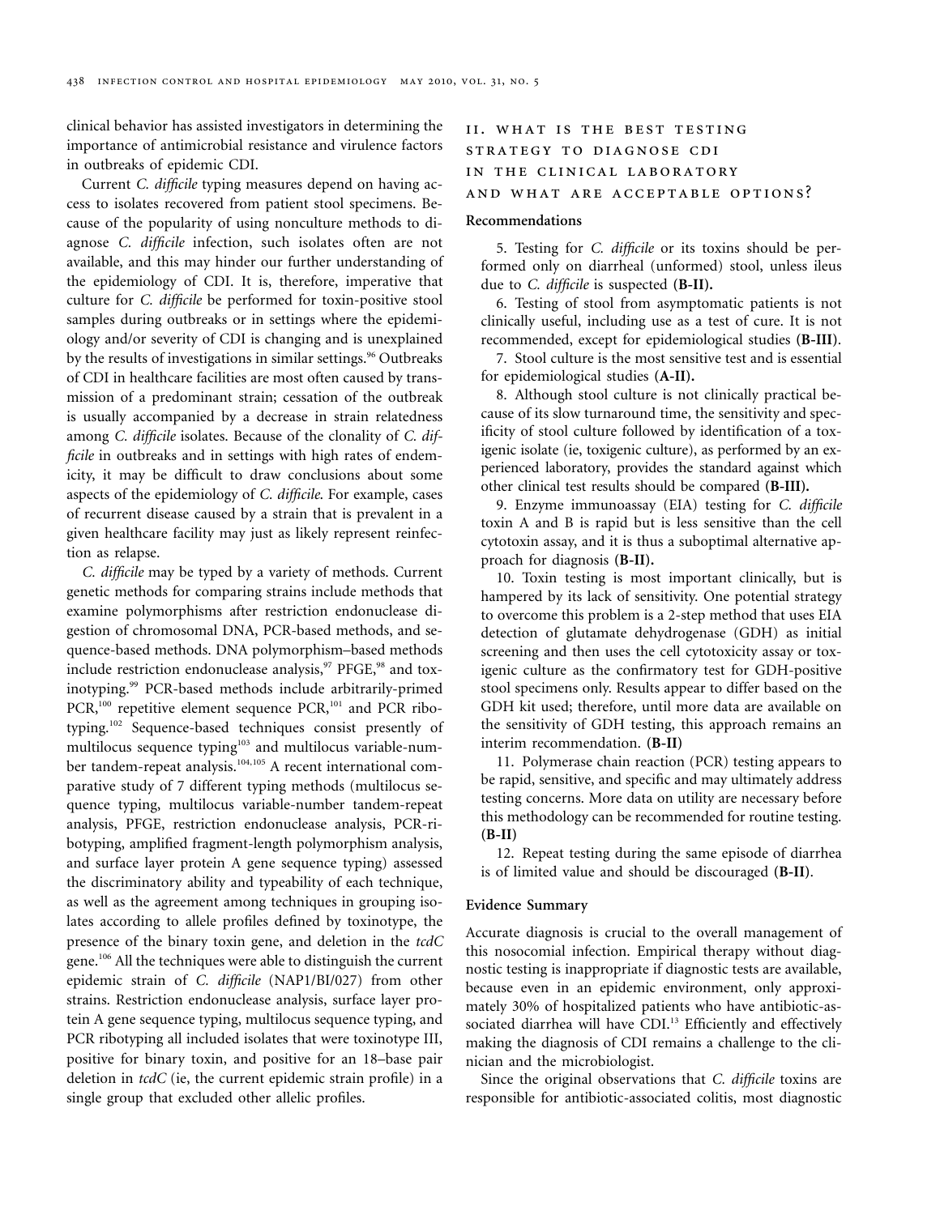clinical behavior has assisted investigators in determining the importance of antimicrobial resistance and virulence factors in outbreaks of epidemic CDI.

Current *C. difficile* typing measures depend on having access to isolates recovered from patient stool specimens. Because of the popularity of using nonculture methods to diagnose *C. difficile* infection, such isolates often are not available, and this may hinder our further understanding of the epidemiology of CDI. It is, therefore, imperative that culture for *C. difficile* be performed for toxin-positive stool samples during outbreaks or in settings where the epidemiology and/or severity of CDI is changing and is unexplained by the results of investigations in similar settings.[96] Outbreaks of CDI in healthcare facilities are most often caused by transmission of a predominant strain; cessation of the outbreak is usually accompanied by a decrease in strain relatedness among *C. difficile* isolates. Because of the clonality of *C. difficile* in outbreaks and in settings with high rates of endemicity, it may be difficult to draw conclusions about some aspects of the epidemiology of *C. difficile*. For example, cases of recurrent disease caused by a strain that is prevalent in a given healthcare facility may just as likely represent reinfection as relapse.

*C. difficile* may be typed by a variety of methods. Current genetic methods for comparing strains include methods that examine polymorphisms after restriction endonuclease digestion of chromosomal DNA, PCR-based methods, and sequence-based methods. DNA polymorphism–based methods include restriction endonuclease analysis,[97] PFGE,[98] and toxinotyping.[99] PCR-based methods include arbitrarily-primed PCR,[100] repetitive element sequence PCR,[101] and PCR ribotyping.[102] Sequence-based techniques consist presently of multilocus sequence typing[103] and multilocus variable-number tandem-repeat analysis.[104,105] A recent international comparative study of 7 different typing methods (multilocus sequence typing, multilocus variable-number tandem-repeat analysis, PFGE, restriction endonuclease analysis, PCR-ribotyping, amplified fragment-length polymorphism analysis, and surface layer protein A gene sequence typing) assessed the discriminatory ability and typeability of each technique, as well as the agreement among techniques in grouping isolates according to allele profiles defined by toxinotype, the presence of the binary toxin gene, and deletion in the *tcdC* gene.[106] All the techniques were able to distinguish the current epidemic strain of *C. difficile* (NAP1/BI/027) from other strains. Restriction endonuclease analysis, surface layer protein A gene sequence typing, multilocus sequence typing, and PCR ribotyping all included isolates that were toxinotype III, positive for binary toxin, and positive for an 18–base pair deletion in *tcdC* (ie, the current epidemic strain profile) in a single group that excluded other allelic profiles.

## II. What is the best testing strategy to diagnose CDI in the clinical laboratory and what are acceptable options?

### Recommendations

5. Testing for *C. difficile* or its toxins should be performed only on diarrheal (unformed) stool, unless ileus due to *C. difficile* is suspected **(B-II).**

6. Testing of stool from asymptomatic patients is not clinically useful, including use as a test of cure. It is not recommended, except for epidemiological studies **(B-III)**.

7. Stool culture is the most sensitive test and is essential for epidemiological studies **(A-II).**

8. Although stool culture is not clinically practical because of its slow turnaround time, the sensitivity and specificity of stool culture followed by identification of a toxigenic isolate (ie, toxigenic culture), as performed by an experienced laboratory, provides the standard against which other clinical test results should be compared **(B-III).**

9. Enzyme immunoassay (EIA) testing for *C. difficile* toxin A and B is rapid but is less sensitive than the cell cytotoxin assay, and it is thus a suboptimal alternative approach for diagnosis **(B-II).**

10. Toxin testing is most important clinically, but is hampered by its lack of sensitivity. One potential strategy to overcome this problem is a 2-step method that uses EIA detection of glutamate dehydrogenase (GDH) as initial screening and then uses the cell cytotoxicity assay or toxigenic culture as the confirmatory test for GDH-positive stool specimens only. Results appear to differ based on the GDH kit used; therefore, until more data are available on the sensitivity of GDH testing, this approach remains an interim recommendation. **(B-II)**

11. Polymerase chain reaction (PCR) testing appears to be rapid, sensitive, and specific and may ultimately address testing concerns. More data on utility are necessary before this methodology can be recommended for routine testing. **(B-II)**

12. Repeat testing during the same episode of diarrhea is of limited value and should be discouraged **(B-II)**.

### Evidence Summary

Accurate diagnosis is crucial to the overall management of this nosocomial infection. Empirical therapy without diagnostic testing is inappropriate if diagnostic tests are available, because even in an epidemic environment, only approximately 30% of hospitalized patients who have antibiotic-associated diarrhea will have CDI.[13] Efficiently and effectively making the diagnosis of CDI remains a challenge to the clinician and the microbiologist.

Since the original observations that *C. difficile* toxins are responsible for antibiotic-associated colitis, most diagnostic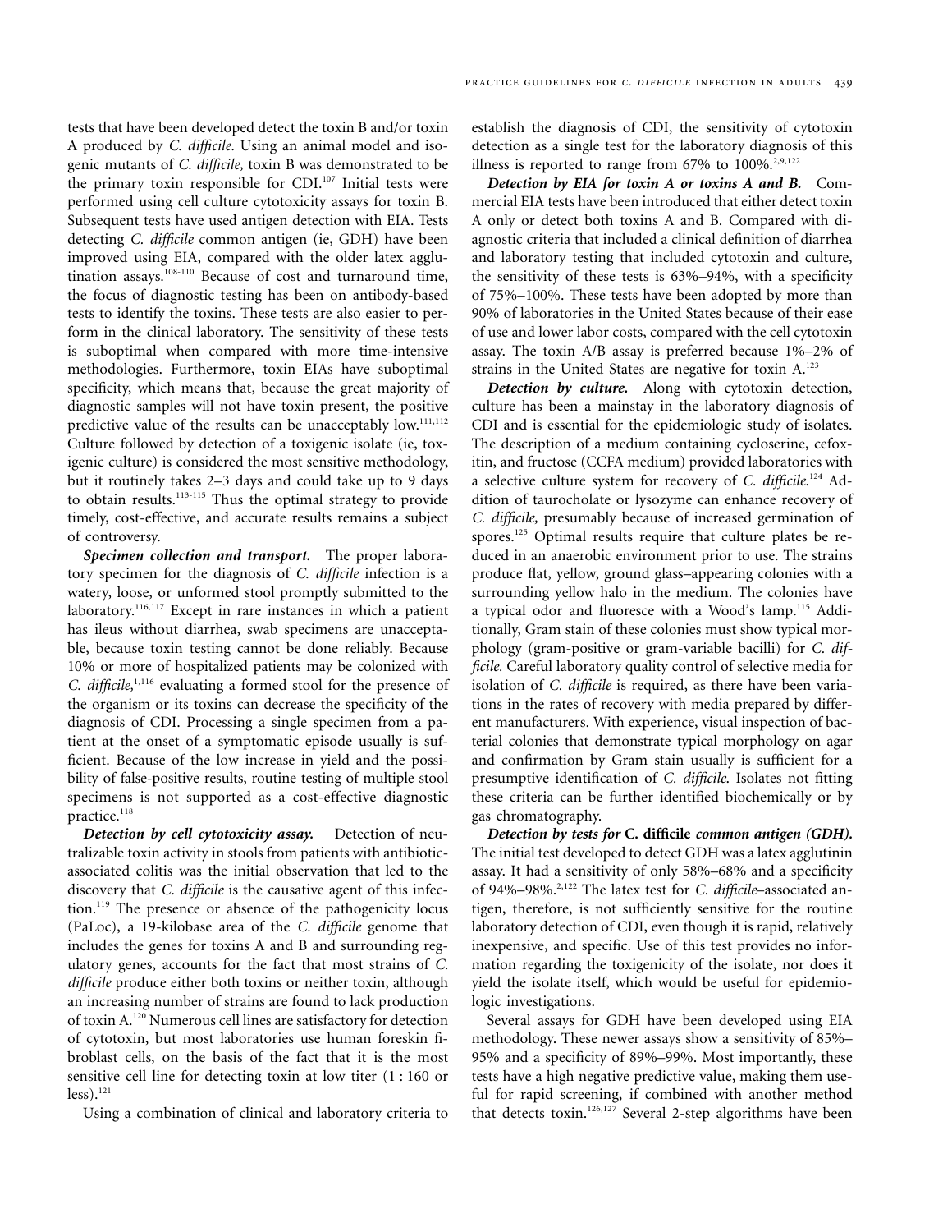tests that have been developed detect the toxin B and/or toxin A produced by *C. difficile.* Using an animal model and isogenic mutants of *C. difficile,* toxin B was demonstrated to be the primary toxin responsible for CDI.[107] Initial tests were performed using cell culture cytotoxicity assays for toxin B. Subsequent tests have used antigen detection with EIA. Tests detecting *C. difficile* common antigen (ie, GDH) have been improved using EIA, compared with the older latex agglutination assays.[108-110] Because of cost and turnaround time, the focus of diagnostic testing has been on antibody-based tests to identify the toxins. These tests are also easier to perform in the clinical laboratory. The sensitivity of these tests is suboptimal when compared with more time-intensive methodologies. Furthermore, toxin EIAs have suboptimal specificity, which means that, because the great majority of diagnostic samples will not have toxin present, the positive predictive value of the results can be unacceptably low.[111,112] Culture followed by detection of a toxigenic isolate (ie, toxigenic culture) is considered the most sensitive methodology, but it routinely takes 2–3 days and could take up to 9 days to obtain results.[113-115] Thus the optimal strategy to provide timely, cost-effective, and accurate results remains a subject of controversy.

***Specimen collection and transport.*** The proper laboratory specimen for the diagnosis of *C. difficile* infection is a watery, loose, or unformed stool promptly submitted to the laboratory.[116,117] Except in rare instances in which a patient has ileus without diarrhea, swab specimens are unacceptable, because toxin testing cannot be done reliably. Because 10% or more of hospitalized patients may be colonized with *C. difficile,*[1,116] evaluating a formed stool for the presence of the organism or its toxins can decrease the specificity of the diagnosis of CDI. Processing a single specimen from a patient at the onset of a symptomatic episode usually is sufficient. Because of the low increase in yield and the possibility of false-positive results, routine testing of multiple stool specimens is not supported as a cost-effective diagnostic practice.[118]

***Detection by cell cytotoxicity assay.*** Detection of neutralizable toxin activity in stools from patients with antibiotic-associated colitis was the initial observation that led to the discovery that *C. difficile* is the causative agent of this infection.[119] The presence or absence of the pathogenicity locus (PaLoc), a 19-kilobase area of the *C. difficile* genome that includes the genes for toxins A and B and surrounding regulatory genes, accounts for the fact that most strains of *C. difficile* produce either both toxins or neither toxin, although an increasing number of strains are found to lack production of toxin A.[120] Numerous cell lines are satisfactory for detection of cytotoxin, but most laboratories use human foreskin fibroblast cells, on the basis of the fact that it is the most sensitive cell line for detecting toxin at low titer (1 : 160 or less).[121]

Using a combination of clinical and laboratory criteria to establish the diagnosis of CDI, the sensitivity of cytotoxin detection as a single test for the laboratory diagnosis of this illness is reported to range from 67% to 100%.[2,9,122]

***Detection by EIA for toxin A or toxins A and B.*** Commercial EIA tests have been introduced that either detect toxin A only or detect both toxins A and B. Compared with diagnostic criteria that included a clinical definition of diarrhea and laboratory testing that included cytotoxin and culture, the sensitivity of these tests is 63%–94%, with a specificity of 75%–100%. These tests have been adopted by more than 90% of laboratories in the United States because of their ease of use and lower labor costs, compared with the cell cytotoxin assay. The toxin A/B assay is preferred because 1%–2% of strains in the United States are negative for toxin A.[123]

***Detection by culture.*** Along with cytotoxin detection, culture has been a mainstay in the laboratory diagnosis of CDI and is essential for the epidemiologic study of isolates. The description of a medium containing cycloserine, cefoxitin, and fructose (CCFA medium) provided laboratories with a selective culture system for recovery of *C. difficile.*[124] Addition of taurocholate or lysozyme can enhance recovery of *C. difficile,* presumably because of increased germination of spores.[125] Optimal results require that culture plates be reduced in an anaerobic environment prior to use. The strains produce flat, yellow, ground glass–appearing colonies with a surrounding yellow halo in the medium. The colonies have a typical odor and fluoresce with a Wood's lamp.[115] Additionally, Gram stain of these colonies must show typical morphology (gram-positive or gram-variable bacilli) for *C. difficile.* Careful laboratory quality control of selective media for isolation of *C. difficile* is required, as there have been variations in the rates of recovery with media prepared by different manufacturers. With experience, visual inspection of bacterial colonies that demonstrate typical morphology on agar and confirmation by Gram stain usually is sufficient for a presumptive identification of *C. difficile.* Isolates not fitting these criteria can be further identified biochemically or by gas chromatography.

***Detection by tests for* C. difficile *common antigen (GDH).*** The initial test developed to detect GDH was a latex agglutinin assay. It had a sensitivity of only 58%–68% and a specificity of 94%–98%.[2,122] The latex test for *C. difficile*–associated antigen, therefore, is not sufficiently sensitive for the routine laboratory detection of CDI, even though it is rapid, relatively inexpensive, and specific. Use of this test provides no information regarding the toxigenicity of the isolate, nor does it yield the isolate itself, which would be useful for epidemiologic investigations.

Several assays for GDH have been developed using EIA methodology. These newer assays show a sensitivity of 85%–95% and a specificity of 89%–99%. Most importantly, these tests have a high negative predictive value, making them useful for rapid screening, if combined with another method that detects toxin.[126,127] Several 2-step algorithms have been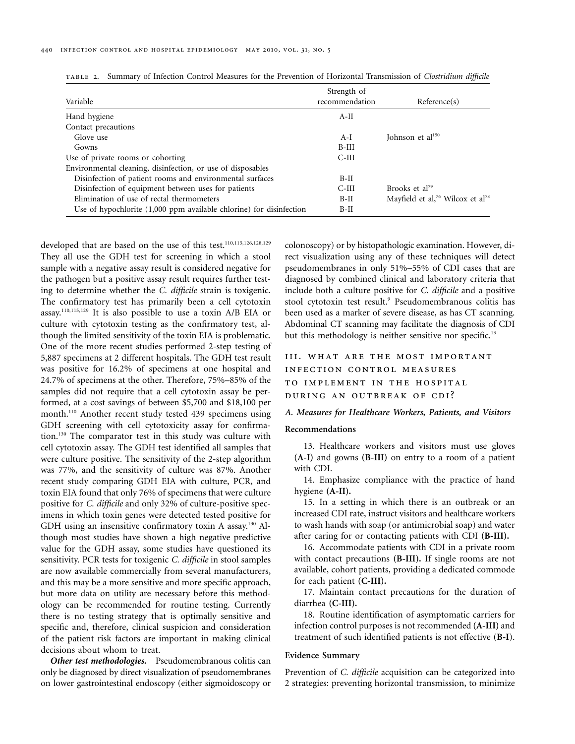TABLE 2. Summary of Infection Control Measures for the Prevention of Horizontal Transmission of *Clostridium difficile*

| Variable | Strength of recommendation | Reference(s) |
|---|---|---|
| Hand hygiene | A-II | |
| Contact precautions | | |
| Glove use | A-I | Johnson et al[150] |
| Gowns | B-III | |
| Use of private rooms or cohorting | C-III | |
| Environmental cleaning, disinfection, or use of disposables | | |
| Disinfection of patient rooms and environmental surfaces | B-II | |
| Disinfection of equipment between uses for patients | C-III | Brooks et al[79] |
| Elimination of use of rectal thermometers | B-II | Mayfield et al,[76] Wilcox et al[78] |
| Use of hypochlorite (1,000 ppm available chlorine) for disinfection | B-II | |

developed that are based on the use of this test.[110,115,126,128,129] They all use the GDH test for screening in which a stool sample with a negative assay result is considered negative for the pathogen but a positive assay result requires further testing to determine whether the *C. difficile* strain is toxigenic. The confirmatory test has primarily been a cell cytotoxin assay.[110,115,129] It is also possible to use a toxin A/B EIA or culture with cytotoxin testing as the confirmatory test, although the limited sensitivity of the toxin EIA is problematic. One of the more recent studies performed 2-step testing of 5,887 specimens at 2 different hospitals. The GDH test result was positive for 16.2% of specimens at one hospital and 24.7% of specimens at the other. Therefore, 75%–85% of the samples did not require that a cell cytotoxin assay be performed, at a cost savings of between $5,700 and $18,100 per month.[110] Another recent study tested 439 specimens using GDH screening with cell cytotoxicity assay for confirmation.[130] The comparator test in this study was culture with cell cytotoxin assay. The GDH test identified all samples that were culture positive. The sensitivity of the 2-step algorithm was 77%, and the sensitivity of culture was 87%. Another recent study comparing GDH EIA with culture, PCR, and toxin EIA found that only 76% of specimens that were culture positive for *C. difficile* and only 32% of culture-positive specimens in which toxin genes were detected tested positive for GDH using an insensitive confirmatory toxin A assay.[130] Although most studies have shown a high negative predictive value for the GDH assay, some studies have questioned its sensitivity. PCR tests for toxigenic *C. difficile* in stool samples are now available commercially from several manufacturers, and this may be a more sensitive and more specific approach, but more data on utility are necessary before this methodology can be recommended for routine testing. Currently there is no testing strategy that is optimally sensitive and specific and, therefore, clinical suspicion and consideration of the patient risk factors are important in making clinical decisions about whom to treat.

***Other test methodologies.*** Pseudomembranous colitis can only be diagnosed by direct visualization of pseudomembranes on lower gastrointestinal endoscopy (either sigmoidoscopy or colonoscopy) or by histopathologic examination. However, direct visualization using any of these techniques will detect pseudomembranes in only 51%–55% of CDI cases that are diagnosed by combined clinical and laboratory criteria that include both a culture positive for *C. difficile* and a positive stool cytotoxin test result.[9] Pseudomembranous colitis has been used as a marker of severe disease, as has CT scanning. Abdominal CT scanning may facilitate the diagnosis of CDI but this methodology is neither sensitive nor specific.[13]

## III. What Are the Most Important Infection Control Measures to Implement in the Hospital during an Outbreak of CDI?

### *A. Measures for Healthcare Workers, Patients, and Visitors*

#### Recommendations

13. Healthcare workers and visitors must use gloves **(A-I)** and gowns **(B-III)** on entry to a room of a patient with CDI.

14. Emphasize compliance with the practice of hand hygiene **(A-II).**

15. In a setting in which there is an outbreak or an increased CDI rate, instruct visitors and healthcare workers to wash hands with soap (or antimicrobial soap) and water after caring for or contacting patients with CDI **(B-III).**

16. Accommodate patients with CDI in a private room with contact precautions **(B-III).** If single rooms are not available, cohort patients, providing a dedicated commode for each patient **(C-III).**

17. Maintain contact precautions for the duration of diarrhea **(C-III).**

18. Routine identification of asymptomatic carriers for infection control purposes is not recommended **(A-III)** and treatment of such identified patients is not effective (**B-I**).

#### Evidence Summary

Prevention of *C. difficile* acquisition can be categorized into 2 strategies: preventing horizontal transmission, to minimize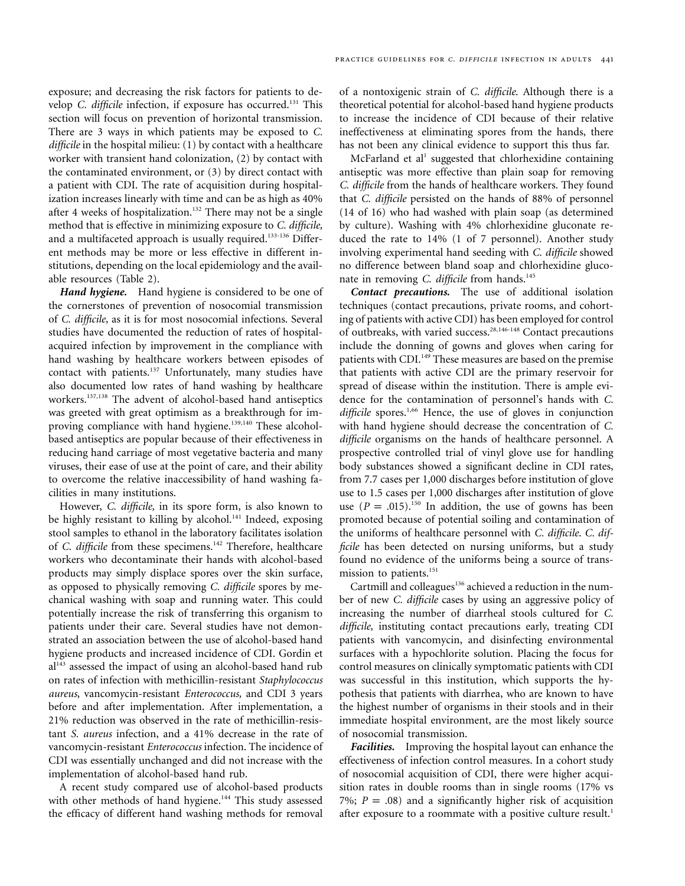exposure; and decreasing the risk factors for patients to develop *C. difficile* infection, if exposure has occurred.[131] This section will focus on prevention of horizontal transmission. There are 3 ways in which patients may be exposed to *C. difficile* in the hospital milieu: (1) by contact with a healthcare worker with transient hand colonization, (2) by contact with the contaminated environment, or (3) by direct contact with a patient with CDI. The rate of acquisition during hospitalization increases linearly with time and can be as high as 40% after 4 weeks of hospitalization.[132] There may not be a single method that is effective in minimizing exposure to *C. difficile,* and a multifaceted approach is usually required.[133-136] Different methods may be more or less effective in different institutions, depending on the local epidemiology and the available resources (Table 2).

***Hand hygiene.*** Hand hygiene is considered to be one of the cornerstones of prevention of nosocomial transmission of *C. difficile,* as it is for most nosocomial infections. Several studies have documented the reduction of rates of hospital-acquired infection by improvement in the compliance with hand washing by healthcare workers between episodes of contact with patients.[137] Unfortunately, many studies have also documented low rates of hand washing by healthcare workers.[137,138] The advent of alcohol-based hand antiseptics was greeted with great optimism as a breakthrough for improving compliance with hand hygiene.[139,140] These alcohol-based antiseptics are popular because of their effectiveness in reducing hand carriage of most vegetative bacteria and many viruses, their ease of use at the point of care, and their ability to overcome the relative inaccessibility of hand washing facilities in many institutions.

However, *C. difficile,* in its spore form, is also known to be highly resistant to killing by alcohol.[141] Indeed, exposing stool samples to ethanol in the laboratory facilitates isolation of *C. difficile* from these specimens.[142] Therefore, healthcare workers who decontaminate their hands with alcohol-based products may simply displace spores over the skin surface, as opposed to physically removing *C. difficile* spores by mechanical washing with soap and running water. This could potentially increase the risk of transferring this organism to patients under their care. Several studies have not demonstrated an association between the use of alcohol-based hand hygiene products and increased incidence of CDI. Gordin et al[143] assessed the impact of using an alcohol-based hand rub on rates of infection with methicillin-resistant *Staphylococcus aureus*, vancomycin-resistant *Enterococcus,* and CDI 3 years before and after implementation. After implementation, a 21% reduction was observed in the rate of methicillin-resistant *S. aureus* infection, and a 41% decrease in the rate of vancomycin-resistant *Enterococcus* infection. The incidence of CDI was essentially unchanged and did not increase with the implementation of alcohol-based hand rub.

A recent study compared use of alcohol-based products with other methods of hand hygiene.[144] This study assessed the efficacy of different hand washing methods for removal of a nontoxigenic strain of *C. difficile*. Although there is a theoretical potential for alcohol-based hand hygiene products to increase the incidence of CDI because of their relative ineffectiveness at eliminating spores from the hands, there has not been any clinical evidence to support this thus far.

McFarland et al[1] suggested that chlorhexidine containing antiseptic was more effective than plain soap for removing *C. difficile* from the hands of healthcare workers. They found that *C. difficile* persisted on the hands of 88% of personnel (14 of 16) who had washed with plain soap (as determined by culture). Washing with 4% chlorhexidine gluconate reduced the rate to 14% (1 of 7 personnel). Another study involving experimental hand seeding with *C. difficile* showed no difference between bland soap and chlorhexidine gluconate in removing *C. difficile* from hands.[145]

***Contact precautions.*** The use of additional isolation techniques (contact precautions, private rooms, and cohorting of patients with active CDI) has been employed for control of outbreaks, with varied success.[28,146-148] Contact precautions include the donning of gowns and gloves when caring for patients with CDI.[149] These measures are based on the premise that patients with active CDI are the primary reservoir for spread of disease within the institution. There is ample evidence for the contamination of personnel's hands with *C. difficile* spores.[1,66] Hence, the use of gloves in conjunction with hand hygiene should decrease the concentration of *C. difficile* organisms on the hands of healthcare personnel. A prospective controlled trial of vinyl glove use for handling body substances showed a significant decline in CDI rates, from 7.7 cases per 1,000 discharges before institution of glove use to 1.5 cases per 1,000 discharges after institution of glove use ($P = .015$).[150] In addition, the use of gowns has been promoted because of potential soiling and contamination of the uniforms of healthcare personnel with *C. difficile*. *C. difficile* has been detected on nursing uniforms, but a study found no evidence of the uniforms being a source of transmission to patients.[151]

Cartmill and colleagues[136] achieved a reduction in the number of new *C. difficile* cases by using an aggressive policy of increasing the number of diarrheal stools cultured for *C. difficile,* instituting contact precautions early, treating CDI patients with vancomycin, and disinfecting environmental surfaces with a hypochlorite solution. Placing the focus for control measures on clinically symptomatic patients with CDI was successful in this institution, which supports the hypothesis that patients with diarrhea, who are known to have the highest number of organisms in their stools and in their immediate hospital environment, are the most likely source of nosocomial transmission.

***Facilities.*** Improving the hospital layout can enhance the effectiveness of infection control measures. In a cohort study of nosocomial acquisition of CDI, there were higher acquisition rates in double rooms than in single rooms (17% vs 7%; $P = .08$) and a significantly higher risk of acquisition after exposure to a roommate with a positive culture result.[1]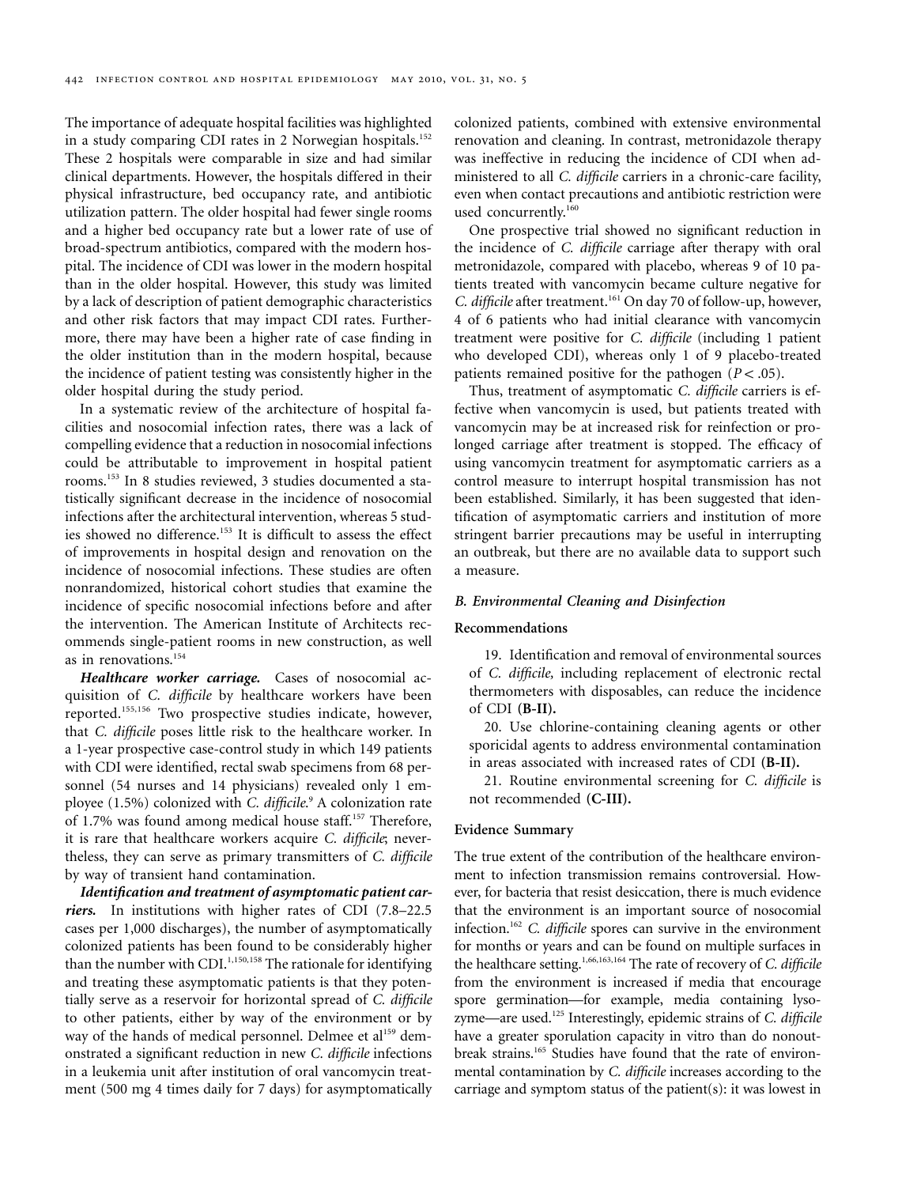The importance of adequate hospital facilities was highlighted in a study comparing CDI rates in 2 Norwegian hospitals.[152] These 2 hospitals were comparable in size and had similar clinical departments. However, the hospitals differed in their physical infrastructure, bed occupancy rate, and antibiotic utilization pattern. The older hospital had fewer single rooms and a higher bed occupancy rate but a lower rate of use of broad-spectrum antibiotics, compared with the modern hospital. The incidence of CDI was lower in the modern hospital than in the older hospital. However, this study was limited by a lack of description of patient demographic characteristics and other risk factors that may impact CDI rates. Furthermore, there may have been a higher rate of case finding in the older institution than in the modern hospital, because the incidence of patient testing was consistently higher in the older hospital during the study period.

In a systematic review of the architecture of hospital facilities and nosocomial infection rates, there was a lack of compelling evidence that a reduction in nosocomial infections could be attributable to improvement in hospital patient rooms.[153] In 8 studies reviewed, 3 studies documented a statistically significant decrease in the incidence of nosocomial infections after the architectural intervention, whereas 5 studies showed no difference.[153] It is difficult to assess the effect of improvements in hospital design and renovation on the incidence of nosocomial infections. These studies are often nonrandomized, historical cohort studies that examine the incidence of specific nosocomial infections before and after the intervention. The American Institute of Architects recommends single-patient rooms in new construction, as well as in renovations.[154]

***Healthcare worker carriage.*** Cases of nosocomial acquisition of *C. difficile* by healthcare workers have been reported.[155,156] Two prospective studies indicate, however, that *C. difficile* poses little risk to the healthcare worker. In a 1-year prospective case-control study in which 149 patients with CDI were identified, rectal swab specimens from 68 personnel (54 nurses and 14 physicians) revealed only 1 employee (1.5%) colonized with *C. difficile*.[9] A colonization rate of 1.7% was found among medical house staff.[157] Therefore, it is rare that healthcare workers acquire *C. difficile*; nevertheless, they can serve as primary transmitters of *C. difficile* by way of transient hand contamination.

***Identification and treatment of asymptomatic patient carriers.*** In institutions with higher rates of CDI (7.8–22.5 cases per 1,000 discharges), the number of asymptomatically colonized patients has been found to be considerably higher than the number with CDI.[1,150,158] The rationale for identifying and treating these asymptomatic patients is that they potentially serve as a reservoir for horizontal spread of *C. difficile* to other patients, either by way of the environment or by way of the hands of medical personnel. Delmee et al[159] demonstrated a significant reduction in new *C. difficile* infections in a leukemia unit after institution of oral vancomycin treatment (500 mg 4 times daily for 7 days) for asymptomatically colonized patients, combined with extensive environmental renovation and cleaning. In contrast, metronidazole therapy was ineffective in reducing the incidence of CDI when administered to all *C. difficile* carriers in a chronic-care facility, even when contact precautions and antibiotic restriction were used concurrently.[160]

One prospective trial showed no significant reduction in the incidence of *C. difficile* carriage after therapy with oral metronidazole, compared with placebo, whereas 9 of 10 patients treated with vancomycin became culture negative for *C. difficile* after treatment.[161] On day 70 of follow-up, however, 4 of 6 patients who had initial clearance with vancomycin treatment were positive for *C. difficile* (including 1 patient who developed CDI), whereas only 1 of 9 placebo-treated patients remained positive for the pathogen ($P < .05$).

Thus, treatment of asymptomatic *C. difficile* carriers is effective when vancomycin is used, but patients treated with vancomycin may be at increased risk for reinfection or prolonged carriage after treatment is stopped. The efficacy of using vancomycin treatment for asymptomatic carriers as a control measure to interrupt hospital transmission has not been established. Similarly, it has been suggested that identification of asymptomatic carriers and institution of more stringent barrier precautions may be useful in interrupting an outbreak, but there are no available data to support such a measure.

### *B. Environmental Cleaning and Disinfection*

#### Recommendations

19. Identification and removal of environmental sources of *C. difficile,* including replacement of electronic rectal thermometers with disposables, can reduce the incidence of CDI **(B-II).**

20. Use chlorine-containing cleaning agents or other sporicidal agents to address environmental contamination in areas associated with increased rates of CDI **(B-II).**

21. Routine environmental screening for *C. difficile* is not recommended **(C-III).**

#### Evidence Summary

The true extent of the contribution of the healthcare environment to infection transmission remains controversial. However, for bacteria that resist desiccation, there is much evidence that the environment is an important source of nosocomial infection.[162] *C. difficile* spores can survive in the environment for months or years and can be found on multiple surfaces in the healthcare setting.[1,66,163,164] The rate of recovery of *C. difficile* from the environment is increased if media that encourage spore germination—for example, media containing lysozyme—are used.[125] Interestingly, epidemic strains of *C. difficile* have a greater sporulation capacity in vitro than do nonoutbreak strains.[165] Studies have found that the rate of environmental contamination by *C. difficile* increases according to the carriage and symptom status of the patient(s): it was lowest in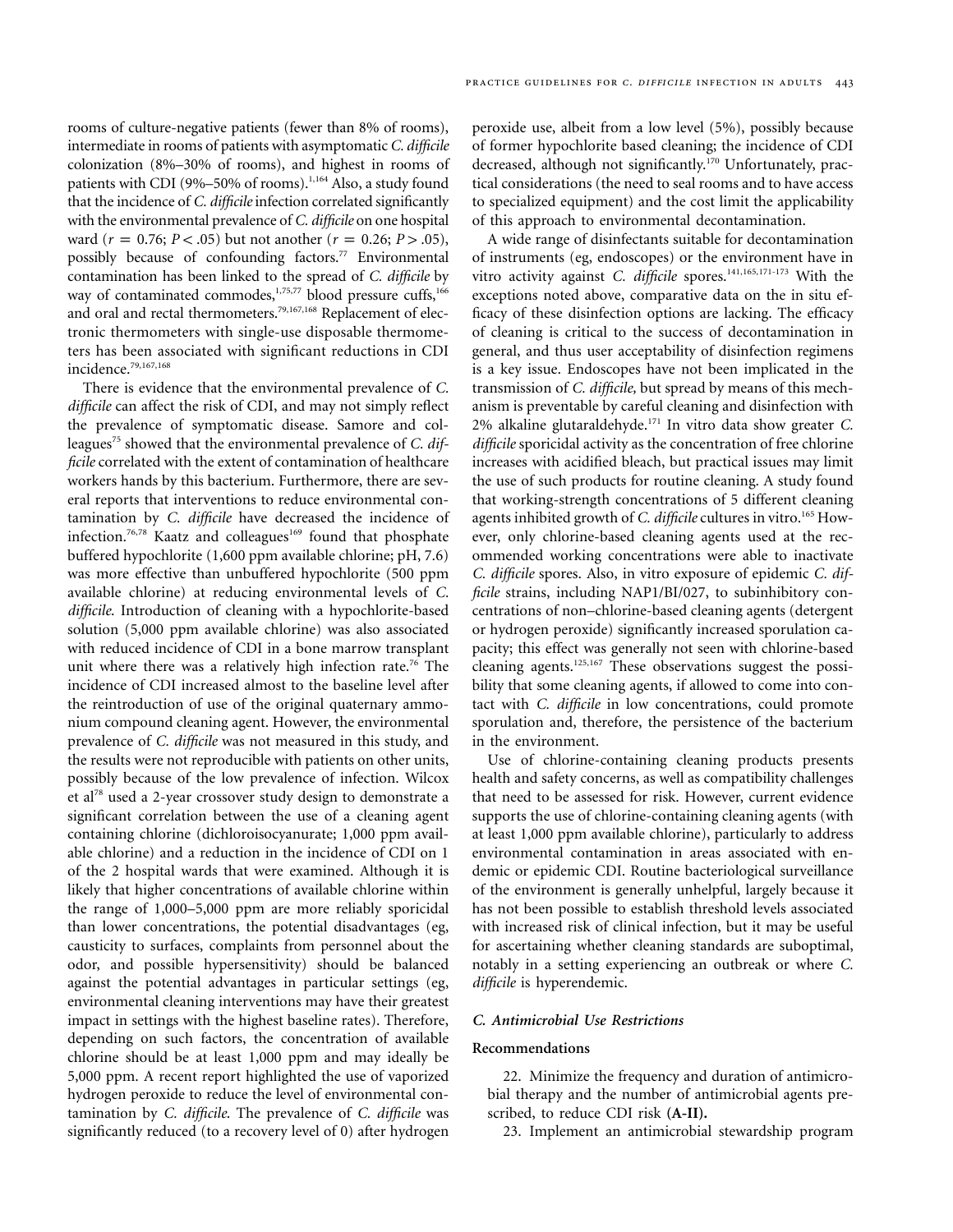rooms of culture-negative patients (fewer than 8% of rooms), intermediate in rooms of patients with asymptomatic *C. difficile* colonization (8%–30% of rooms), and highest in rooms of patients with CDI (9%–50% of rooms).[1,164] Also, a study found that the incidence of *C. difficile* infection correlated significantly with the environmental prevalence of *C. difficile* on one hospital ward ($r = 0.76$; $P < .05$) but not another ($r = 0.26$; $P > .05$), possibly because of confounding factors.[77] Environmental contamination has been linked to the spread of *C. difficile* by way of contaminated commodes,[1,75,77] blood pressure cuffs,[166] and oral and rectal thermometers.[79,167,168] Replacement of electronic thermometers with single-use disposable thermometers has been associated with significant reductions in CDI incidence.[79,167,168]

There is evidence that the environmental prevalence of *C. difficile* can affect the risk of CDI, and may not simply reflect the prevalence of symptomatic disease. Samore and colleagues[75] showed that the environmental prevalence of *C. difficile* correlated with the extent of contamination of healthcare workers hands by this bacterium. Furthermore, there are several reports that interventions to reduce environmental contamination by *C. difficile* have decreased the incidence of infection.[76,78] Kaatz and colleagues[169] found that phosphate buffered hypochlorite (1,600 ppm available chlorine; pH, 7.6) was more effective than unbuffered hypochlorite (500 ppm available chlorine) at reducing environmental levels of *C. difficile*. Introduction of cleaning with a hypochlorite-based solution (5,000 ppm available chlorine) was also associated with reduced incidence of CDI in a bone marrow transplant unit where there was a relatively high infection rate.[76] The incidence of CDI increased almost to the baseline level after the reintroduction of use of the original quaternary ammonium compound cleaning agent. However, the environmental prevalence of *C. difficile* was not measured in this study, and the results were not reproducible with patients on other units, possibly because of the low prevalence of infection. Wilcox et al[78] used a 2-year crossover study design to demonstrate a significant correlation between the use of a cleaning agent containing chlorine (dichloroisocyanurate; 1,000 ppm available chlorine) and a reduction in the incidence of CDI on 1 of the 2 hospital wards that were examined. Although it is likely that higher concentrations of available chlorine within the range of 1,000–5,000 ppm are more reliably sporicidal than lower concentrations, the potential disadvantages (eg, causticity to surfaces, complaints from personnel about the odor, and possible hypersensitivity) should be balanced against the potential advantages in particular settings (eg, environmental cleaning interventions may have their greatest impact in settings with the highest baseline rates). Therefore, depending on such factors, the concentration of available chlorine should be at least 1,000 ppm and may ideally be 5,000 ppm. A recent report highlighted the use of vaporized hydrogen peroxide to reduce the level of environmental contamination by *C. difficile*. The prevalence of *C. difficile* was significantly reduced (to a recovery level of 0) after hydrogen peroxide use, albeit from a low level (5%), possibly because of former hypochlorite based cleaning; the incidence of CDI decreased, although not significantly.[170] Unfortunately, practical considerations (the need to seal rooms and to have access to specialized equipment) and the cost limit the applicability of this approach to environmental decontamination.

A wide range of disinfectants suitable for decontamination of instruments (eg, endoscopes) or the environment have in vitro activity against *C. difficile* spores.[141,165,171-173] With the exceptions noted above, comparative data on the in situ efficacy of these disinfection options are lacking. The efficacy of cleaning is critical to the success of decontamination in general, and thus user acceptability of disinfection regimens is a key issue. Endoscopes have not been implicated in the transmission of *C. difficile*, but spread by means of this mechanism is preventable by careful cleaning and disinfection with 2% alkaline glutaraldehyde.[171] In vitro data show greater *C. difficile* sporicidal activity as the concentration of free chlorine increases with acidified bleach, but practical issues may limit the use of such products for routine cleaning. A study found that working-strength concentrations of 5 different cleaning agents inhibited growth of *C. difficile* cultures in vitro.[165] However, only chlorine-based cleaning agents used at the recommended working concentrations were able to inactivate *C. difficile* spores. Also, in vitro exposure of epidemic *C. difficile* strains, including NAP1/BI/027, to subinhibitory concentrations of non–chlorine-based cleaning agents (detergent or hydrogen peroxide) significantly increased sporulation capacity; this effect was generally not seen with chlorine-based cleaning agents.[125,167] These observations suggest the possibility that some cleaning agents, if allowed to come into contact with *C. difficile* in low concentrations, could promote sporulation and, therefore, the persistence of the bacterium in the environment.

Use of chlorine-containing cleaning products presents health and safety concerns, as well as compatibility challenges that need to be assessed for risk. However, current evidence supports the use of chlorine-containing cleaning agents (with at least 1,000 ppm available chlorine), particularly to address environmental contamination in areas associated with endemic or epidemic CDI. Routine bacteriological surveillance of the environment is generally unhelpful, largely because it has not been possible to establish threshold levels associated with increased risk of clinical infection, but it may be useful for ascertaining whether cleaning standards are suboptimal, notably in a setting experiencing an outbreak or where *C. difficile* is hyperendemic.

### *C. Antimicrobial Use Restrictions*

#### Recommendations

22. Minimize the frequency and duration of antimicrobial therapy and the number of antimicrobial agents prescribed, to reduce CDI risk **(A-II)**.

23. Implement an antimicrobial stewardship program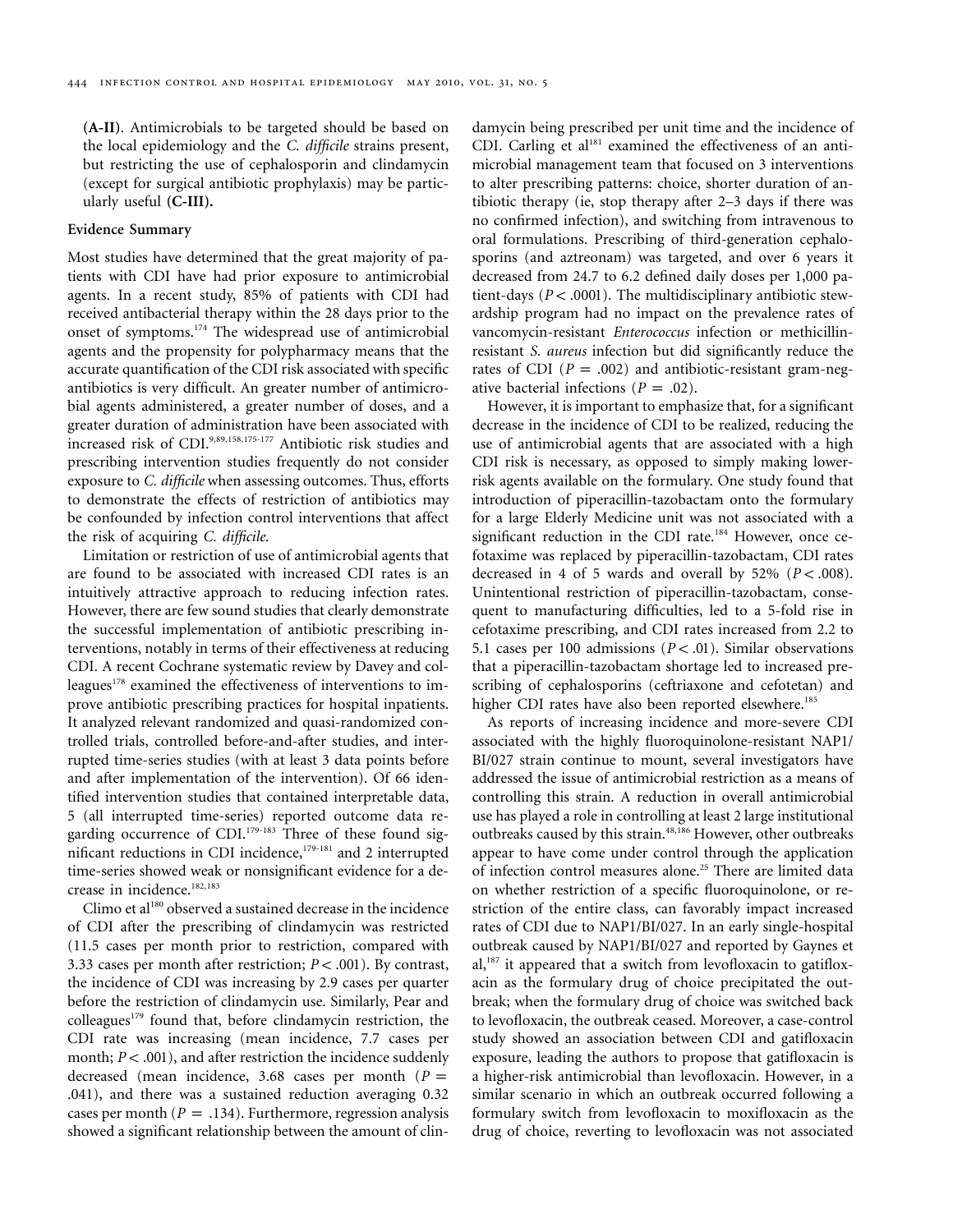**(A-II)**. Antimicrobials to be targeted should be based on the local epidemiology and the *C. difficile* strains present, but restricting the use of cephalosporin and clindamycin (except for surgical antibiotic prophylaxis) may be particularly useful **(C-III).**

### Evidence Summary

Most studies have determined that the great majority of patients with CDI have had prior exposure to antimicrobial agents. In a recent study, 85% of patients with CDI had received antibacterial therapy within the 28 days prior to the onset of symptoms.[174] The widespread use of antimicrobial agents and the propensity for polypharmacy means that the accurate quantification of the CDI risk associated with specific antibiotics is very difficult. An greater number of antimicrobial agents administered, a greater number of doses, and a greater duration of administration have been associated with increased risk of CDI.[9,89,158,175-177] Antibiotic risk studies and prescribing intervention studies frequently do not consider exposure to *C. difficile* when assessing outcomes. Thus, efforts to demonstrate the effects of restriction of antibiotics may be confounded by infection control interventions that affect the risk of acquiring *C. difficile.*

Limitation or restriction of use of antimicrobial agents that are found to be associated with increased CDI rates is an intuitively attractive approach to reducing infection rates. However, there are few sound studies that clearly demonstrate the successful implementation of antibiotic prescribing interventions, notably in terms of their effectiveness at reducing CDI. A recent Cochrane systematic review by Davey and colleagues[178] examined the effectiveness of interventions to improve antibiotic prescribing practices for hospital inpatients. It analyzed relevant randomized and quasi-randomized controlled trials, controlled before-and-after studies, and interrupted time-series studies (with at least 3 data points before and after implementation of the intervention). Of 66 identified intervention studies that contained interpretable data, 5 (all interrupted time-series) reported outcome data regarding occurrence of CDI.[179-183] Three of these found significant reductions in CDI incidence,[179-181] and 2 interrupted time-series showed weak or nonsignificant evidence for a decrease in incidence.[182,183]

Climo et al[180] observed a sustained decrease in the incidence of CDI after the prescribing of clindamycin was restricted (11.5 cases per month prior to restriction, compared with 3.33 cases per month after restriction; $P < .001$). By contrast, the incidence of CDI was increasing by 2.9 cases per quarter before the restriction of clindamycin use. Similarly, Pear and colleagues[179] found that, before clindamycin restriction, the CDI rate was increasing (mean incidence, 7.7 cases per month; $P < .001$), and after restriction the incidence suddenly decreased (mean incidence, 3.68 cases per month ($P = .041$), and there was a sustained reduction averaging 0.32 cases per month ($P = .134$). Furthermore, regression analysis showed a significant relationship between the amount of clindamycin being prescribed per unit time and the incidence of CDI. Carling et al[181] examined the effectiveness of an antimicrobial management team that focused on 3 interventions to alter prescribing patterns: choice, shorter duration of antibiotic therapy (ie, stop therapy after 2–3 days if there was no confirmed infection), and switching from intravenous to oral formulations. Prescribing of third-generation cephalosporins (and aztreonam) was targeted, and over 6 years it decreased from 24.7 to 6.2 defined daily doses per 1,000 patient-days ($P < .0001$). The multidisciplinary antibiotic stewardship program had no impact on the prevalence rates of vancomycin-resistant *Enterococcus* infection or methicillin-resistant *S. aureus* infection but did significantly reduce the rates of CDI ($P = .002$) and antibiotic-resistant gram-negative bacterial infections ($P = .02$).

However, it is important to emphasize that, for a significant decrease in the incidence of CDI to be realized, reducing the use of antimicrobial agents that are associated with a high CDI risk is necessary, as opposed to simply making lower-risk agents available on the formulary. One study found that introduction of piperacillin-tazobactam onto the formulary for a large Elderly Medicine unit was not associated with a significant reduction in the CDI rate.[184] However, once cefotaxime was replaced by piperacillin-tazobactam, CDI rates decreased in 4 of 5 wards and overall by 52% ($P < .008$). Unintentional restriction of piperacillin-tazobactam, consequent to manufacturing difficulties, led to a 5-fold rise in cefotaxime prescribing, and CDI rates increased from 2.2 to 5.1 cases per 100 admissions ($P < .01$). Similar observations that a piperacillin-tazobactam shortage led to increased prescribing of cephalosporins (ceftriaxone and cefotetan) and higher CDI rates have also been reported elsewhere.[185]

As reports of increasing incidence and more-severe CDI associated with the highly fluoroquinolone-resistant NAP1/BI/027 strain continue to mount, several investigators have addressed the issue of antimicrobial restriction as a means of controlling this strain. A reduction in overall antimicrobial use has played a role in controlling at least 2 large institutional outbreaks caused by this strain.[48,186] However, other outbreaks appear to have come under control through the application of infection control measures alone.[25] There are limited data on whether restriction of a specific fluoroquinolone, or restriction of the entire class, can favorably impact increased rates of CDI due to NAP1/BI/027. In an early single-hospital outbreak caused by NAP1/BI/027 and reported by Gaynes et al,[187] it appeared that a switch from levofloxacin to gatifloxacin as the formulary drug of choice precipitated the outbreak; when the formulary drug of choice was switched back to levofloxacin, the outbreak ceased. Moreover, a case-control study showed an association between CDI and gatifloxacin exposure, leading the authors to propose that gatifloxacin is a higher-risk antimicrobial than levofloxacin. However, in a similar scenario in which an outbreak occurred following a formulary switch from levofloxacin to moxifloxacin as the drug of choice, reverting to levofloxacin was not associated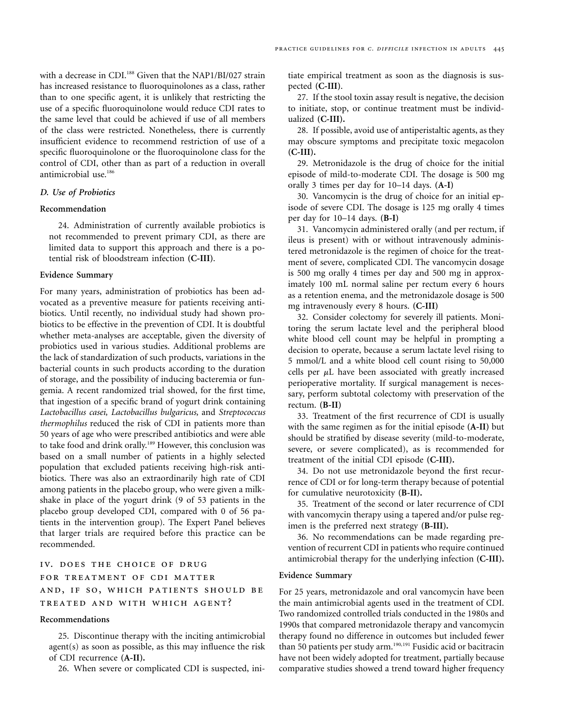with a decrease in CDI.[188] Given that the NAP1/BI/027 strain has increased resistance to fluoroquinolones as a class, rather than to one specific agent, it is unlikely that restricting the use of a specific fluoroquinolone would reduce CDI rates to the same level that could be achieved if use of all members of the class were restricted. Nonetheless, there is currently insufficient evidence to recommend restriction of use of a specific fluoroquinolone or the fluoroquinolone class for the control of CDI, other than as part of a reduction in overall antimicrobial use.[186]

### *D. Use of Probiotics*

#### Recommendation

24. Administration of currently available probiotics is not recommended to prevent primary CDI, as there are limited data to support this approach and there is a potential risk of bloodstream infection **(C-III)**.

#### Evidence Summary

For many years, administration of probiotics has been advocated as a preventive measure for patients receiving antibiotics. Until recently, no individual study had shown probiotics to be effective in the prevention of CDI. It is doubtful whether meta-analyses are acceptable, given the diversity of probiotics used in various studies. Additional problems are the lack of standardization of such products, variations in the bacterial counts in such products according to the duration of storage, and the possibility of inducing bacteremia or fungemia. A recent randomized trial showed, for the first time, that ingestion of a specific brand of yogurt drink containing *Lactobacillus casei, Lactobacillus bulgaricus,* and *Streptococcus thermophilus* reduced the risk of CDI in patients more than 50 years of age who were prescribed antibiotics and were able to take food and drink orally.[189] However, this conclusion was based on a small number of patients in a highly selected population that excluded patients receiving high-risk antibiotics. There was also an extraordinarily high rate of CDI among patients in the placebo group, who were given a milkshake in place of the yogurt drink (9 of 53 patients in the placebo group developed CDI, compared with 0 of 56 patients in the intervention group). The Expert Panel believes that larger trials are required before this practice can be recommended.

## IV. DOES THE CHOICE OF DRUG FOR TREATMENT OF CDI MATTER AND, IF SO, WHICH PATIENTS SHOULD BE TREATED AND WITH WHICH AGENT?

#### Recommendations

25. Discontinue therapy with the inciting antimicrobial agent(s) as soon as possible, as this may influence the risk of CDI recurrence **(A-II).**

26. When severe or complicated CDI is suspected, initiate empirical treatment as soon as the diagnosis is suspected **(C-III)**.

27. If the stool toxin assay result is negative, the decision to initiate, stop, or continue treatment must be individualized **(C-III).**

28. If possible, avoid use of antiperistaltic agents, as they may obscure symptoms and precipitate toxic megacolon **(C-III).**

29. Metronidazole is the drug of choice for the initial episode of mild-to-moderate CDI. The dosage is 500 mg orally 3 times per day for 10–14 days. **(A-I)**

30. Vancomycin is the drug of choice for an initial episode of severe CDI. The dosage is 125 mg orally 4 times per day for 10–14 days. **(B-I)**

31. Vancomycin administered orally (and per rectum, if ileus is present) with or without intravenously administered metronidazole is the regimen of choice for the treatment of severe, complicated CDI. The vancomycin dosage is 500 mg orally 4 times per day and 500 mg in approximately 100 mL normal saline per rectum every 6 hours as a retention enema, and the metronidazole dosage is 500 mg intravenously every 8 hours. **(C-III)**

32. Consider colectomy for severely ill patients. Monitoring the serum lactate level and the peripheral blood white blood cell count may be helpful in prompting a decision to operate, because a serum lactate level rising to 5 mmol/L and a white blood cell count rising to 50,000 cells per $\mu$L have been associated with greatly increased perioperative mortality. If surgical management is necessary, perform subtotal colectomy with preservation of the rectum. **(B-II)**

33. Treatment of the first recurrence of CDI is usually with the same regimen as for the initial episode **(A-II)** but should be stratified by disease severity (mild-to-moderate, severe, or severe complicated), as is recommended for treatment of the initial CDI episode **(C-III).**

34. Do not use metronidazole beyond the first recurrence of CDI or for long-term therapy because of potential for cumulative neurotoxicity **(B-II).**

35. Treatment of the second or later recurrence of CDI with vancomycin therapy using a tapered and/or pulse regimen is the preferred next strategy **(B-III).**

36. No recommendations can be made regarding prevention of recurrent CDI in patients who require continued antimicrobial therapy for the underlying infection **(C-III).**

#### Evidence Summary

For 25 years, metronidazole and oral vancomycin have been the main antimicrobial agents used in the treatment of CDI. Two randomized controlled trials conducted in the 1980s and 1990s that compared metronidazole therapy and vancomycin therapy found no difference in outcomes but included fewer than 50 patients per study arm.[190,191] Fusidic acid or bacitracin have not been widely adopted for treatment, partially because comparative studies showed a trend toward higher frequency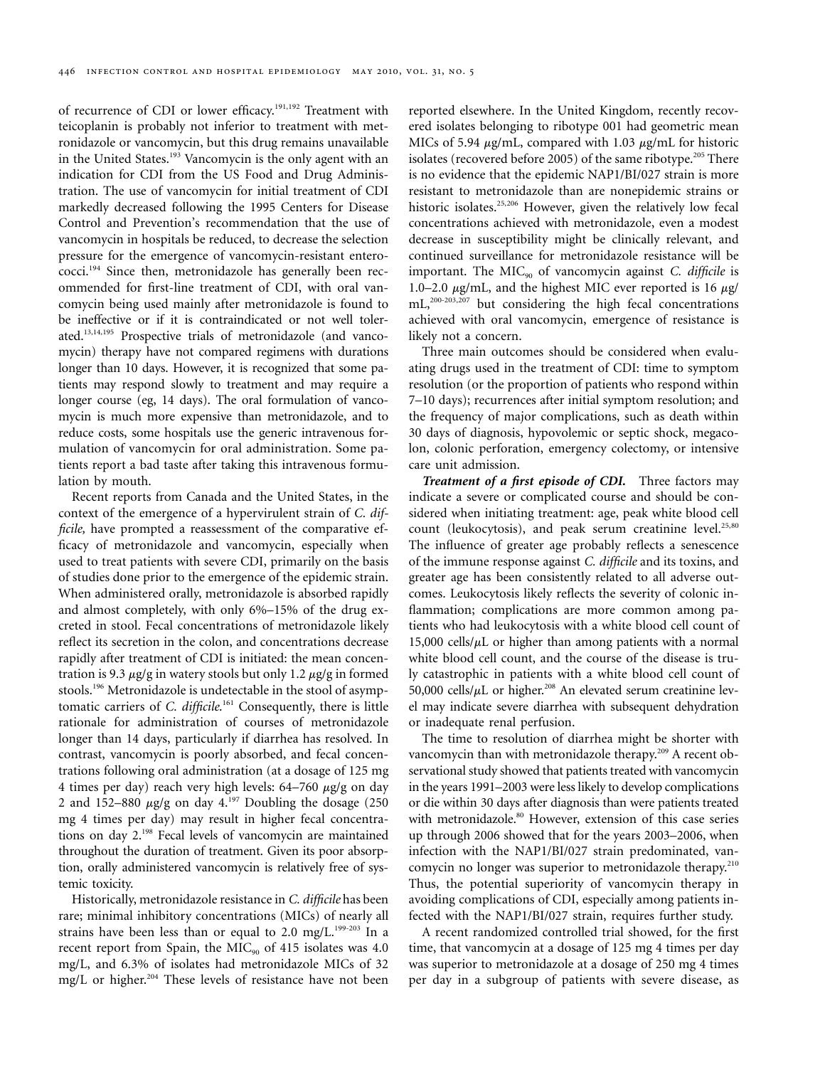of recurrence of CDI or lower efficacy.[191,192] Treatment with teicoplanin is probably not inferior to treatment with metronidazole or vancomycin, but this drug remains unavailable in the United States.[193] Vancomycin is the only agent with an indication for CDI from the US Food and Drug Administration. The use of vancomycin for initial treatment of CDI markedly decreased following the 1995 Centers for Disease Control and Prevention's recommendation that the use of vancomycin in hospitals be reduced, to decrease the selection pressure for the emergence of vancomycin-resistant enterococci.[194] Since then, metronidazole has generally been recommended for first-line treatment of CDI, with oral vancomycin being used mainly after metronidazole is found to be ineffective or if it is contraindicated or not well tolerated.[13,14,195] Prospective trials of metronidazole (and vancomycin) therapy have not compared regimens with durations longer than 10 days. However, it is recognized that some patients may respond slowly to treatment and may require a longer course (eg, 14 days). The oral formulation of vancomycin is much more expensive than metronidazole, and to reduce costs, some hospitals use the generic intravenous formulation of vancomycin for oral administration. Some patients report a bad taste after taking this intravenous formulation by mouth.

Recent reports from Canada and the United States, in the context of the emergence of a hypervirulent strain of *C. difficile,* have prompted a reassessment of the comparative efficacy of metronidazole and vancomycin, especially when used to treat patients with severe CDI, primarily on the basis of studies done prior to the emergence of the epidemic strain. When administered orally, metronidazole is absorbed rapidly and almost completely, with only 6%–15% of the drug excreted in stool. Fecal concentrations of metronidazole likely reflect its secretion in the colon, and concentrations decrease rapidly after treatment of CDI is initiated: the mean concentration is 9.3 μg/g in watery stools but only 1.2 μg/g in formed stools.[196] Metronidazole is undetectable in the stool of asymptomatic carriers of *C. difficile.*[161] Consequently, there is little rationale for administration of courses of metronidazole longer than 14 days, particularly if diarrhea has resolved. In contrast, vancomycin is poorly absorbed, and fecal concentrations following oral administration (at a dosage of 125 mg 4 times per day) reach very high levels: 64–760 μg/g on day 2 and 152–880 μg/g on day 4.[197] Doubling the dosage (250 mg 4 times per day) may result in higher fecal concentrations on day 2.[198] Fecal levels of vancomycin are maintained throughout the duration of treatment. Given its poor absorption, orally administered vancomycin is relatively free of systemic toxicity.

Historically, metronidazole resistance in *C. difficile* has been rare; minimal inhibitory concentrations (MICs) of nearly all strains have been less than or equal to 2.0 mg/L.[199-203] In a recent report from Spain, the $MIC_{90}$ of 415 isolates was 4.0 mg/L, and 6.3% of isolates had metronidazole MICs of 32 mg/L or higher.[204] These levels of resistance have not been reported elsewhere. In the United Kingdom, recently recovered isolates belonging to ribotype 001 had geometric mean MICs of 5.94 μg/mL, compared with 1.03 μg/mL for historic isolates (recovered before 2005) of the same ribotype.[205] There is no evidence that the epidemic NAP1/BI/027 strain is more resistant to metronidazole than are nonepidemic strains or historic isolates.[25,206] However, given the relatively low fecal concentrations achieved with metronidazole, even a modest decrease in susceptibility might be clinically relevant, and continued surveillance for metronidazole resistance will be important. The $MIC_{90}$ of vancomycin against *C. difficile* is 1.0–2.0 μg/mL, and the highest MIC ever reported is 16 μg/mL,[200-203,207] but considering the high fecal concentrations achieved with oral vancomycin, emergence of resistance is likely not a concern.

Three main outcomes should be considered when evaluating drugs used in the treatment of CDI: time to symptom resolution (or the proportion of patients who respond within 7–10 days); recurrences after initial symptom resolution; and the frequency of major complications, such as death within 30 days of diagnosis, hypovolemic or septic shock, megacolon, colonic perforation, emergency colectomy, or intensive care unit admission.

***Treatment of a first episode of CDI.*** Three factors may indicate a severe or complicated course and should be considered when initiating treatment: age, peak white blood cell count (leukocytosis), and peak serum creatinine level.[25,80] The influence of greater age probably reflects a senescence of the immune response against *C. difficile* and its toxins, and greater age has been consistently related to all adverse outcomes. Leukocytosis likely reflects the severity of colonic inflammation; complications are more common among patients who had leukocytosis with a white blood cell count of 15,000 cells/μL or higher than among patients with a normal white blood cell count, and the course of the disease is truly catastrophic in patients with a white blood cell count of 50,000 cells/μL or higher.[208] An elevated serum creatinine level may indicate severe diarrhea with subsequent dehydration or inadequate renal perfusion.

The time to resolution of diarrhea might be shorter with vancomycin than with metronidazole therapy.[209] A recent observational study showed that patients treated with vancomycin in the years 1991–2003 were less likely to develop complications or die within 30 days after diagnosis than were patients treated with metronidazole.[80] However, extension of this case series up through 2006 showed that for the years 2003–2006, when infection with the NAP1/BI/027 strain predominated, vancomycin no longer was superior to metronidazole therapy.[210] Thus, the potential superiority of vancomycin therapy in avoiding complications of CDI, especially among patients infected with the NAP1/BI/027 strain, requires further study.

A recent randomized controlled trial showed, for the first time, that vancomycin at a dosage of 125 mg 4 times per day was superior to metronidazole at a dosage of 250 mg 4 times per day in a subgroup of patients with severe disease, as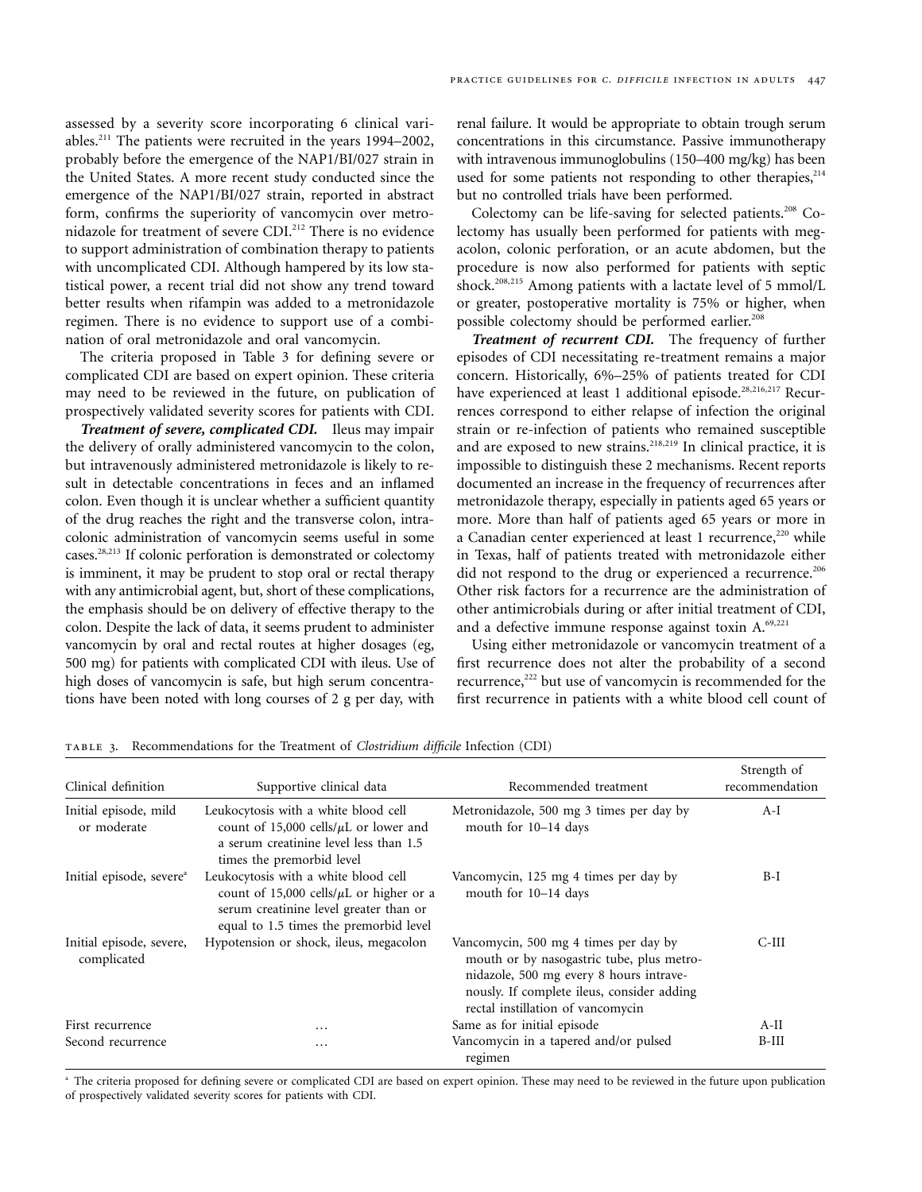assessed by a severity score incorporating 6 clinical variables.[211] The patients were recruited in the years 1994–2002, probably before the emergence of the NAP1/BI/027 strain in the United States. A more recent study conducted since the emergence of the NAP1/BI/027 strain, reported in abstract form, confirms the superiority of vancomycin over metronidazole for treatment of severe CDI.[212] There is no evidence to support administration of combination therapy to patients with uncomplicated CDI. Although hampered by its low statistical power, a recent trial did not show any trend toward better results when rifampin was added to a metronidazole regimen. There is no evidence to support use of a combination of oral metronidazole and oral vancomycin.

The criteria proposed in Table 3 for defining severe or complicated CDI are based on expert opinion. These criteria may need to be reviewed in the future, on publication of prospectively validated severity scores for patients with CDI.

***Treatment of severe, complicated CDI.*** Ileus may impair the delivery of orally administered vancomycin to the colon, but intravenously administered metronidazole is likely to result in detectable concentrations in feces and an inflamed colon. Even though it is unclear whether a sufficient quantity of the drug reaches the right and the transverse colon, intracolonic administration of vancomycin seems useful in some cases.[28,213] If colonic perforation is demonstrated or colectomy is imminent, it may be prudent to stop oral or rectal therapy with any antimicrobial agent, but, short of these complications, the emphasis should be on delivery of effective therapy to the colon. Despite the lack of data, it seems prudent to administer vancomycin by oral and rectal routes at higher dosages (eg, 500 mg) for patients with complicated CDI with ileus. Use of high doses of vancomycin is safe, but high serum concentrations have been noted with long courses of 2 g per day, with renal failure. It would be appropriate to obtain trough serum concentrations in this circumstance. Passive immunotherapy with intravenous immunoglobulins (150–400 mg/kg) has been used for some patients not responding to other therapies,[214] but no controlled trials have been performed.

Colectomy can be life-saving for selected patients.[208] Colectomy has usually been performed for patients with megacolon, colonic perforation, or an acute abdomen, but the procedure is now also performed for patients with septic shock.[208,215] Among patients with a lactate level of 5 mmol/L or greater, postoperative mortality is 75% or higher, when possible colectomy should be performed earlier.[208]

***Treatment of recurrent CDI.*** The frequency of further episodes of CDI necessitating re-treatment remains a major concern. Historically, 6%–25% of patients treated for CDI have experienced at least 1 additional episode.[28,216,217] Recurrences correspond to either relapse of infection the original strain or re-infection of patients who remained susceptible and are exposed to new strains.[218,219] In clinical practice, it is impossible to distinguish these 2 mechanisms. Recent reports documented an increase in the frequency of recurrences after metronidazole therapy, especially in patients aged 65 years or more. More than half of patients aged 65 years or more in a Canadian center experienced at least 1 recurrence,[220] while in Texas, half of patients treated with metronidazole either did not respond to the drug or experienced a recurrence.[206] Other risk factors for a recurrence are the administration of other antimicrobials during or after initial treatment of CDI, and a defective immune response against toxin A.[69,221]

Using either metronidazole or vancomycin treatment of a first recurrence does not alter the probability of a second recurrence,[222] but use of vancomycin is recommended for the first recurrence in patients with a white blood cell count of

Table 3. Recommendations for the Treatment of *Clostridium difficile* Infection (CDI)

| Clinical definition | Supportive clinical data | Recommended treatment | Strength of recommendation |
|---|---|---|---|
| Initial episode, mild or moderate | Leukocytosis with a white blood cell count of 15,000 cells/$\mu$L or lower and a serum creatinine level less than 1.5 times the premorbid level | Metronidazole, 500 mg 3 times per day by mouth for 10–14 days | A-I |
| Initial episode, severe[a] | Leukocytosis with a white blood cell count of 15,000 cells/$\mu$L or higher or a serum creatinine level greater than or equal to 1.5 times the premorbid level | Vancomycin, 125 mg 4 times per day by mouth for 10–14 days | B-I |
| Initial episode, severe, complicated | Hypotension or shock, ileus, megacolon | Vancomycin, 500 mg 4 times per day by mouth or by nasogastric tube, plus metronidazole, 500 mg every 8 hours intravenously. If complete ileus, consider adding rectal instillation of vancomycin | C-III |
| First recurrence | … | Same as for initial episode | A-II |
| Second recurrence | … | Vancomycin in a tapered and/or pulsed regimen | B-III |

[a] The criteria proposed for defining severe or complicated CDI are based on expert opinion. These may need to be reviewed in the future upon publication of prospectively validated severity scores for patients with CDI.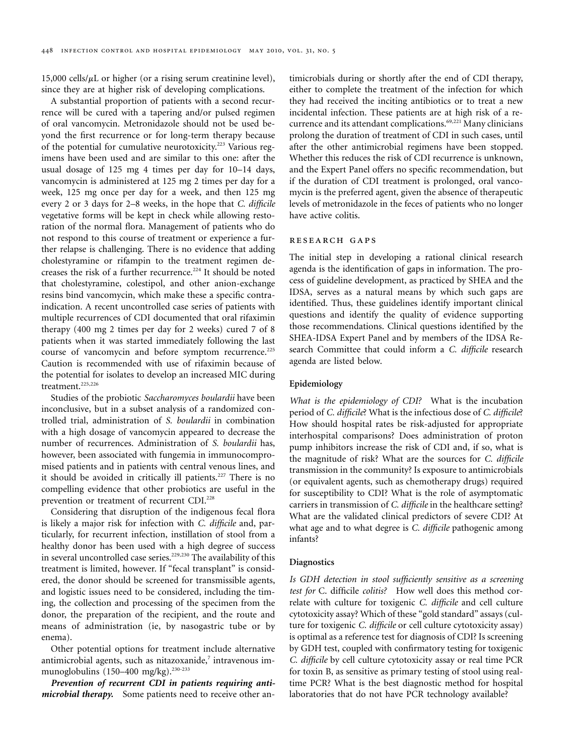15,000 cells/$\mu$L or higher (or a rising serum creatinine level), since they are at higher risk of developing complications.

A substantial proportion of patients with a second recurrence will be cured with a tapering and/or pulsed regimen of oral vancomycin. Metronidazole should not be used beyond the first recurrence or for long-term therapy because of the potential for cumulative neurotoxicity.[223] Various regimens have been used and are similar to this one: after the usual dosage of 125 mg 4 times per day for 10–14 days, vancomycin is administered at 125 mg 2 times per day for a week, 125 mg once per day for a week, and then 125 mg every 2 or 3 days for 2–8 weeks, in the hope that *C. difficile* vegetative forms will be kept in check while allowing restoration of the normal flora. Management of patients who do not respond to this course of treatment or experience a further relapse is challenging. There is no evidence that adding cholestyramine or rifampin to the treatment regimen decreases the risk of a further recurrence.[224] It should be noted that cholestyramine, colestipol, and other anion-exchange resins bind vancomycin, which make these a specific contraindication. A recent uncontrolled case series of patients with multiple recurrences of CDI documented that oral rifaximin therapy (400 mg 2 times per day for 2 weeks) cured 7 of 8 patients when it was started immediately following the last course of vancomycin and before symptom recurrence.[225] Caution is recommended with use of rifaximin because of the potential for isolates to develop an increased MIC during treatment.[225,226]

Studies of the probiotic *Saccharomyces boulardii* have been inconclusive, but in a subset analysis of a randomized controlled trial, administration of *S. boulardii* in combination with a high dosage of vancomycin appeared to decrease the number of recurrences. Administration of *S. boulardii* has, however, been associated with fungemia in immunocompromised patients and in patients with central venous lines, and it should be avoided in critically ill patients.[227] There is no compelling evidence that other probiotics are useful in the prevention or treatment of recurrent CDI.[228]

Considering that disruption of the indigenous fecal flora is likely a major risk for infection with *C. difficile* and, particularly, for recurrent infection, instillation of stool from a healthy donor has been used with a high degree of success in several uncontrolled case series.[229,230] The availability of this treatment is limited, however. If "fecal transplant" is considered, the donor should be screened for transmissible agents, and logistic issues need to be considered, including the timing, the collection and processing of the specimen from the donor, the preparation of the recipient, and the route and means of administration (ie, by nasogastric tube or by enema).

Other potential options for treatment include alternative antimicrobial agents, such as nitazoxanide,[7] intravenous immunoglobulins (150–400 mg/kg).[230-233]

***Prevention of recurrent CDI in patients requiring antimicrobial therapy.*** Some patients need to receive other antimicrobials during or shortly after the end of CDI therapy, either to complete the treatment of the infection for which they had received the inciting antibiotics or to treat a new incidental infection. These patients are at high risk of a recurrence and its attendant complications.[69,221] Many clinicians prolong the duration of treatment of CDI in such cases, until after the other antimicrobial regimens have been stopped. Whether this reduces the risk of CDI recurrence is unknown, and the Expert Panel offers no specific recommendation, but if the duration of CDI treatment is prolonged, oral vancomycin is the preferred agent, given the absence of therapeutic levels of metronidazole in the feces of patients who no longer have active colitis.

## RESEARCH GAPS

The initial step in developing a rational clinical research agenda is the identification of gaps in information. The process of guideline development, as practiced by SHEA and the IDSA, serves as a natural means by which such gaps are identified. Thus, these guidelines identify important clinical questions and identify the quality of evidence supporting those recommendations. Clinical questions identified by the SHEA-IDSA Expert Panel and by members of the IDSA Research Committee that could inform a *C. difficile* research agenda are listed below.

### Epidemiology

*What is the epidemiology of CDI?* What is the incubation period of *C. difficile*? What is the infectious dose of *C. difficile*? How should hospital rates be risk-adjusted for appropriate interhospital comparisons? Does administration of proton pump inhibitors increase the risk of CDI and, if so, what is the magnitude of risk? What are the sources for *C. difficile* transmission in the community? Is exposure to antimicrobials (or equivalent agents, such as chemotherapy drugs) required for susceptibility to CDI? What is the role of asymptomatic carriers in transmission of *C. difficile* in the healthcare setting? What are the validated clinical predictors of severe CDI? At what age and to what degree is *C. difficile* pathogenic among infants?

### Diagnostics

*Is GDH detection in stool sufficiently sensitive as a screening test for* C. difficile *colitis?* How well does this method correlate with culture for toxigenic *C. difficile* and cell culture cytotoxicity assay? Which of these "gold standard" assays (culture for toxigenic *C. difficile* or cell culture cytotoxicity assay) is optimal as a reference test for diagnosis of CDI? Is screening by GDH test, coupled with confirmatory testing for toxigenic *C. difficile* by cell culture cytotoxicity assay or real time PCR for toxin B, as sensitive as primary testing of stool using real-time PCR? What is the best diagnostic method for hospital laboratories that do not have PCR technology available?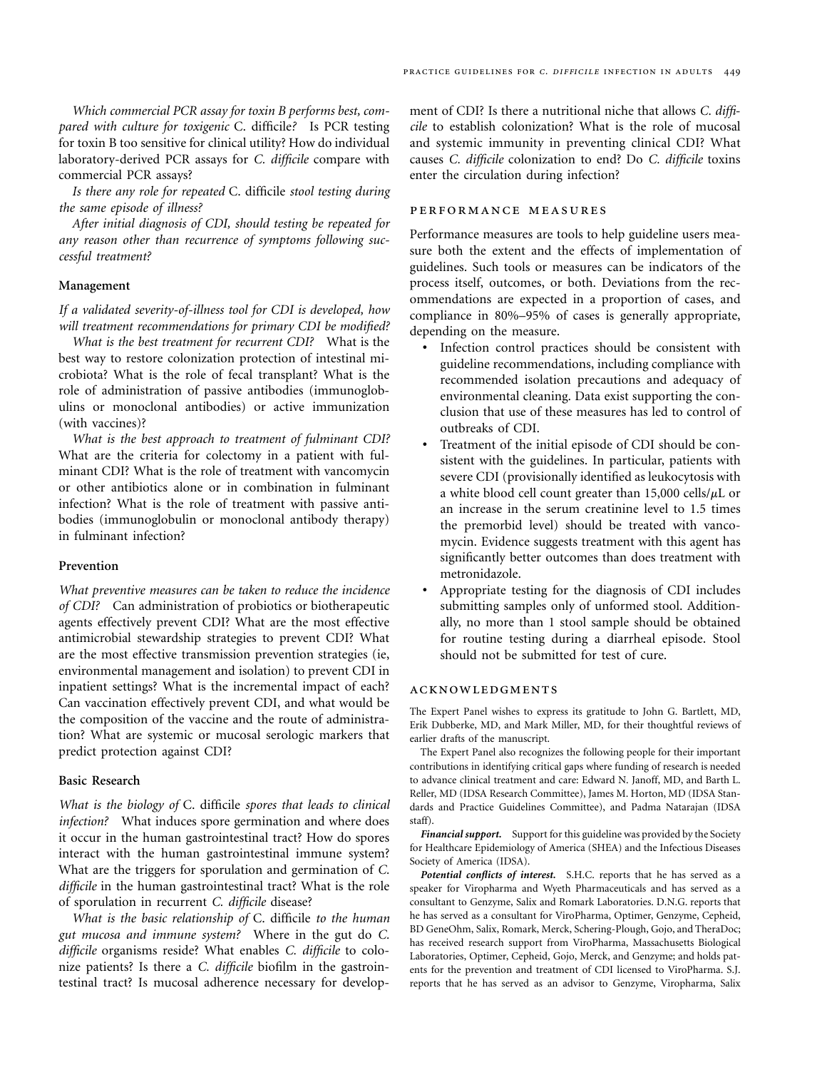*Which commercial PCR assay for toxin B performs best, compared with culture for toxigenic* C. difficile*?* Is PCR testing for toxin B too sensitive for clinical utility? How do individual laboratory-derived PCR assays for *C. difficile* compare with commercial PCR assays?

*Is there any role for repeated* C. difficile *stool testing during the same episode of illness?*

*After initial diagnosis of CDI, should testing be repeated for any reason other than recurrence of symptoms following successful treatment?*

### Management

*If a validated severity-of-illness tool for CDI is developed, how will treatment recommendations for primary CDI be modified?*

*What is the best treatment for recurrent CDI?* What is the best way to restore colonization protection of intestinal microbiota? What is the role of fecal transplant? What is the role of administration of passive antibodies (immunoglobulins or monoclonal antibodies) or active immunization (with vaccines)?

*What is the best approach to treatment of fulminant CDI?* What are the criteria for colectomy in a patient with fulminant CDI? What is the role of treatment with vancomycin or other antibiotics alone or in combination in fulminant infection? What is the role of treatment with passive antibodies (immunoglobulin or monoclonal antibody therapy) in fulminant infection?

### Prevention

*What preventive measures can be taken to reduce the incidence of CDI?* Can administration of probiotics or biotherapeutic agents effectively prevent CDI? What are the most effective antimicrobial stewardship strategies to prevent CDI? What are the most effective transmission prevention strategies (ie, environmental management and isolation) to prevent CDI in inpatient settings? What is the incremental impact of each? Can vaccination effectively prevent CDI, and what would be the composition of the vaccine and the route of administration? What are systemic or mucosal serologic markers that predict protection against CDI?

### Basic Research

*What is the biology of* C. difficile *spores that leads to clinical infection?* What induces spore germination and where does it occur in the human gastrointestinal tract? How do spores interact with the human gastrointestinal immune system? What are the triggers for sporulation and germination of *C. difficile* in the human gastrointestinal tract? What is the role of sporulation in recurrent *C. difficile* disease?

*What is the basic relationship of* C. difficile *to the human gut mucosa and immune system?* Where in the gut do *C. difficile* organisms reside? What enables *C. difficile* to colonize patients? Is there a *C. difficile* biofilm in the gastrointestinal tract? Is mucosal adherence necessary for development of CDI? Is there a nutritional niche that allows *C. difficile* to establish colonization? What is the role of mucosal and systemic immunity in preventing clinical CDI? What causes *C. difficile* colonization to end? Do *C. difficile* toxins enter the circulation during infection?

## PERFORMANCE MEASURES

Performance measures are tools to help guideline users measure both the extent and the effects of implementation of guidelines. Such tools or measures can be indicators of the process itself, outcomes, or both. Deviations from the recommendations are expected in a proportion of cases, and compliance in 80%–95% of cases is generally appropriate, depending on the measure.

- Infection control practices should be consistent with guideline recommendations, including compliance with recommended isolation precautions and adequacy of environmental cleaning. Data exist supporting the conclusion that use of these measures has led to control of outbreaks of CDI.
- Treatment of the initial episode of CDI should be consistent with the guidelines. In particular, patients with severe CDI (provisionally identified as leukocytosis with a white blood cell count greater than 15,000 cells/$\mu$L or an increase in the serum creatinine level to 1.5 times the premorbid level) should be treated with vancomycin. Evidence suggests treatment with this agent has significantly better outcomes than does treatment with metronidazole.
- Appropriate testing for the diagnosis of CDI includes submitting samples only of unformed stool. Additionally, no more than 1 stool sample should be obtained for routine testing during a diarrheal episode. Stool should not be submitted for test of cure.

## ACKNOWLEDGMENTS

The Expert Panel wishes to express its gratitude to John G. Bartlett, MD, Erik Dubberke, MD, and Mark Miller, MD, for their thoughtful reviews of earlier drafts of the manuscript.

The Expert Panel also recognizes the following people for their important contributions in identifying critical gaps where funding of research is needed to advance clinical treatment and care: Edward N. Janoff, MD, and Barth L. Reller, MD (IDSA Research Committee), James M. Horton, MD (IDSA Standards and Practice Guidelines Committee), and Padma Natarajan (IDSA staff).

***Financial support.*** Support for this guideline was provided by the Society for Healthcare Epidemiology of America (SHEA) and the Infectious Diseases Society of America (IDSA).

***Potential conflicts of interest.*** S.H.C. reports that he has served as a speaker for Viropharma and Wyeth Pharmaceuticals and has served as a consultant to Genzyme, Salix and Romark Laboratories. D.N.G. reports that he has served as a consultant for ViroPharma, Optimer, Genzyme, Cepheid, BD GeneOhm, Salix, Romark, Merck, Schering-Plough, Gojo, and TheraDoc; has received research support from ViroPharma, Massachusetts Biological Laboratories, Optimer, Cepheid, Gojo, Merck, and Genzyme; and holds patents for the prevention and treatment of CDI licensed to ViroPharma. S.J. reports that he has served as an advisor to Genzyme, Viropharma, Salix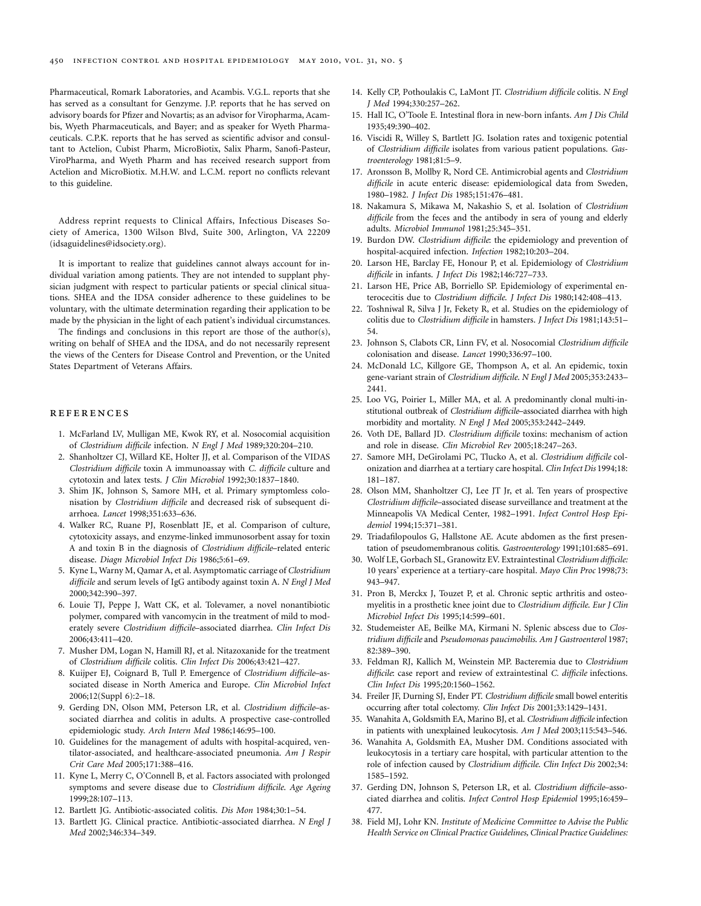Pharmaceutical, Romark Laboratories, and Acambis. V.G.L. reports that she has served as a consultant for Genzyme. J.P. reports that he has served on advisory boards for Pfizer and Novartis; as an advisor for Viropharma, Acambis, Wyeth Pharmaceuticals, and Bayer; and as speaker for Wyeth Pharmaceuticals. C.P.K. reports that he has served as scientific advisor and consultant to Actelion, Cubist Pharm, MicroBiotix, Salix Pharm, Sanofi-Pasteur, ViroPharma, and Wyeth Pharm and has received research support from Actelion and MicroBiotix. M.H.W. and L.C.M. report no conflicts relevant to this guideline.

Address reprint requests to Clinical Affairs, Infectious Diseases Society of America, 1300 Wilson Blvd, Suite 300, Arlington, VA 22209 (idsaguidelines@idsociety.org).

It is important to realize that guidelines cannot always account for individual variation among patients. They are not intended to supplant physician judgment with respect to particular patients or special clinical situations. SHEA and the IDSA consider adherence to these guidelines to be voluntary, with the ultimate determination regarding their application to be made by the physician in the light of each patient's individual circumstances.

The findings and conclusions in this report are those of the author(s), writing on behalf of SHEA and the IDSA, and do not necessarily represent the views of the Centers for Disease Control and Prevention, or the United States Department of Veterans Affairs.

## REFERENCES

1. McFarland LV, Mulligan ME, Kwok RY, et al. Nosocomial acquisition of *Clostridium difficile* infection. *N Engl J Med* 1989;320:204–210.
2. Shanholtzer CJ, Willard KE, Holter JJ, et al. Comparison of the VIDAS *Clostridium difficile* toxin A immunoassay with *C. difficile* culture and cytotoxin and latex tests. *J Clin Microbiol* 1992;30:1837–1840.
3. Shim JK, Johnson S, Samore MH, et al. Primary symptomless colonisation by *Clostridium difficile* and decreased risk of subsequent diarrhoea. *Lancet* 1998;351:633–636.
4. Walker RC, Ruane PJ, Rosenblatt JE, et al. Comparison of culture, cytotoxicity assays, and enzyme-linked immunosorbent assay for toxin A and toxin B in the diagnosis of *Clostridium difficile*–related enteric disease. *Diagn Microbiol Infect Dis* 1986;5:61–69.
5. Kyne L, Warny M, Qamar A, et al. Asymptomatic carriage of *Clostridium difficile* and serum levels of IgG antibody against toxin A. *N Engl J Med* 2000;342:390–397.
6. Louie TJ, Peppe J, Watt CK, et al. Tolevamer, a novel nonantibiotic polymer, compared with vancomycin in the treatment of mild to moderately severe *Clostridium difficile*–associated diarrhea. *Clin Infect Dis* 2006;43:411–420.
7. Musher DM, Logan N, Hamill RJ, et al. Nitazoxanide for the treatment of *Clostridium difficile* colitis. *Clin Infect Dis* 2006;43:421–427.
8. Kuijper EJ, Coignard B, Tull P. Emergence of *Clostridium difficile*–associated disease in North America and Europe. *Clin Microbiol Infect* 2006;12(Suppl 6):2–18.
9. Gerding DN, Olson MM, Peterson LR, et al. *Clostridium difficile*–associated diarrhea and colitis in adults. A prospective case-controlled epidemiologic study. *Arch Intern Med* 1986;146:95–100.
10. Guidelines for the management of adults with hospital-acquired, ventilator-associated, and healthcare-associated pneumonia. *Am J Respir Crit Care Med* 2005;171:388–416.
11. Kyne L, Merry C, O'Connell B, et al. Factors associated with prolonged symptoms and severe disease due to *Clostridium difficile*. *Age Ageing* 1999;28:107–113.
12. Bartlett JG. Antibiotic-associated colitis. *Dis Mon* 1984;30:1–54.
13. Bartlett JG. Clinical practice. Antibiotic-associated diarrhea. *N Engl J Med* 2002;346:334–349.
14. Kelly CP, Pothoulakis C, LaMont JT. *Clostridium difficile* colitis. *N Engl J Med* 1994;330:257–262.
15. Hall IC, O'Toole E. Intestinal flora in new-born infants. *Am J Dis Child* 1935;49:390–402.
16. Viscidi R, Willey S, Bartlett JG. Isolation rates and toxigenic potential of *Clostridium difficile* isolates from various patient populations. *Gastroenterology* 1981;81:5–9.
17. Aronsson B, Mollby R, Nord CE. Antimicrobial agents and *Clostridium difficile* in acute enteric disease: epidemiological data from Sweden, 1980–1982. *J Infect Dis* 1985;151:476–481.
18. Nakamura S, Mikawa M, Nakashio S, et al. Isolation of *Clostridium difficile* from the feces and the antibody in sera of young and elderly adults. *Microbiol Immunol* 1981;25:345–351.
19. Burdon DW. *Clostridium difficile*: the epidemiology and prevention of hospital-acquired infection. *Infection* 1982;10:203–204.
20. Larson HE, Barclay FE, Honour P, et al. Epidemiology of *Clostridium difficile* in infants. *J Infect Dis* 1982;146:727–733.
21. Larson HE, Price AB, Borriello SP. Epidemiology of experimental enterocecitis due to *Clostridium difficile*. *J Infect Dis* 1980;142:408–413.
22. Toshniwal R, Silva J Jr, Fekety R, et al. Studies on the epidemiology of colitis due to *Clostridium difficile* in hamsters. *J Infect Dis* 1981;143:51–54.
23. Johnson S, Clabots CR, Linn FV, et al. Nosocomial *Clostridium difficile* colonisation and disease. *Lancet* 1990;336:97–100.
24. McDonald LC, Killgore GE, Thompson A, et al. An epidemic, toxin gene-variant strain of *Clostridium difficile*. *N Engl J Med* 2005;353:2433–2441.
25. Loo VG, Poirier L, Miller MA, et al. A predominantly clonal multi-institutional outbreak of *Clostridium difficile*–associated diarrhea with high morbidity and mortality. *N Engl J Med* 2005;353:2442–2449.
26. Voth DE, Ballard JD. *Clostridium difficile* toxins: mechanism of action and role in disease. *Clin Microbiol Rev* 2005;18:247–263.
27. Samore MH, DeGirolami PC, Tlucko A, et al. *Clostridium difficile* colonization and diarrhea at a tertiary care hospital. *Clin Infect Dis* 1994;18:181–187.
28. Olson MM, Shanholtzer CJ, Lee JT Jr, et al. Ten years of prospective *Clostridium difficile*–associated disease surveillance and treatment at the Minneapolis VA Medical Center, 1982–1991. *Infect Control Hosp Epidemiol* 1994;15:371–381.
29. Triadafilopoulos G, Hallstone AE. Acute abdomen as the first presentation of pseudomembranous colitis. *Gastroenterology* 1991;101:685–691.
30. Wolf LE, Gorbach SL, Granowitz EV. Extraintestinal *Clostridium difficile:* 10 years' experience at a tertiary-care hospital. *Mayo Clin Proc* 1998;73:943–947.
31. Pron B, Merckx J, Touzet P, et al. Chronic septic arthritis and osteomyelitis in a prosthetic knee joint due to *Clostridium difficile*. *Eur J Clin Microbiol Infect Dis* 1995;14:599–601.
32. Studemeister AE, Beilke MA, Kirmani N. Splenic abscess due to *Clostridium difficile* and *Pseudomonas paucimobilis*. *Am J Gastroenterol* 1987;82:389–390.
33. Feldman RJ, Kallich M, Weinstein MP. Bacteremia due to *Clostridium difficile*: case report and review of extraintestinal *C. difficile* infections. *Clin Infect Dis* 1995;20:1560–1562.
34. Freiler JF, Durning SJ, Ender PT. *Clostridium difficile* small bowel enteritis occurring after total colectomy. *Clin Infect Dis* 2001;33:1429–1431.
35. Wanahita A, Goldsmith EA, Marino BJ, et al. *Clostridium difficile* infection in patients with unexplained leukocytosis. *Am J Med* 2003;115:543–546.
36. Wanahita A, Goldsmith EA, Musher DM. Conditions associated with leukocytosis in a tertiary care hospital, with particular attention to the role of infection caused by *Clostridium difficile*. *Clin Infect Dis* 2002;34:1585–1592.
37. Gerding DN, Johnson S, Peterson LR, et al. *Clostridium difficile*–associated diarrhea and colitis. *Infect Control Hosp Epidemiol* 1995;16:459–477.
38. Field MJ, Lohr KN. *Institute of Medicine Committee to Advise the Public Health Service on Clinical Practice Guidelines, Clinical Practice Guidelines:*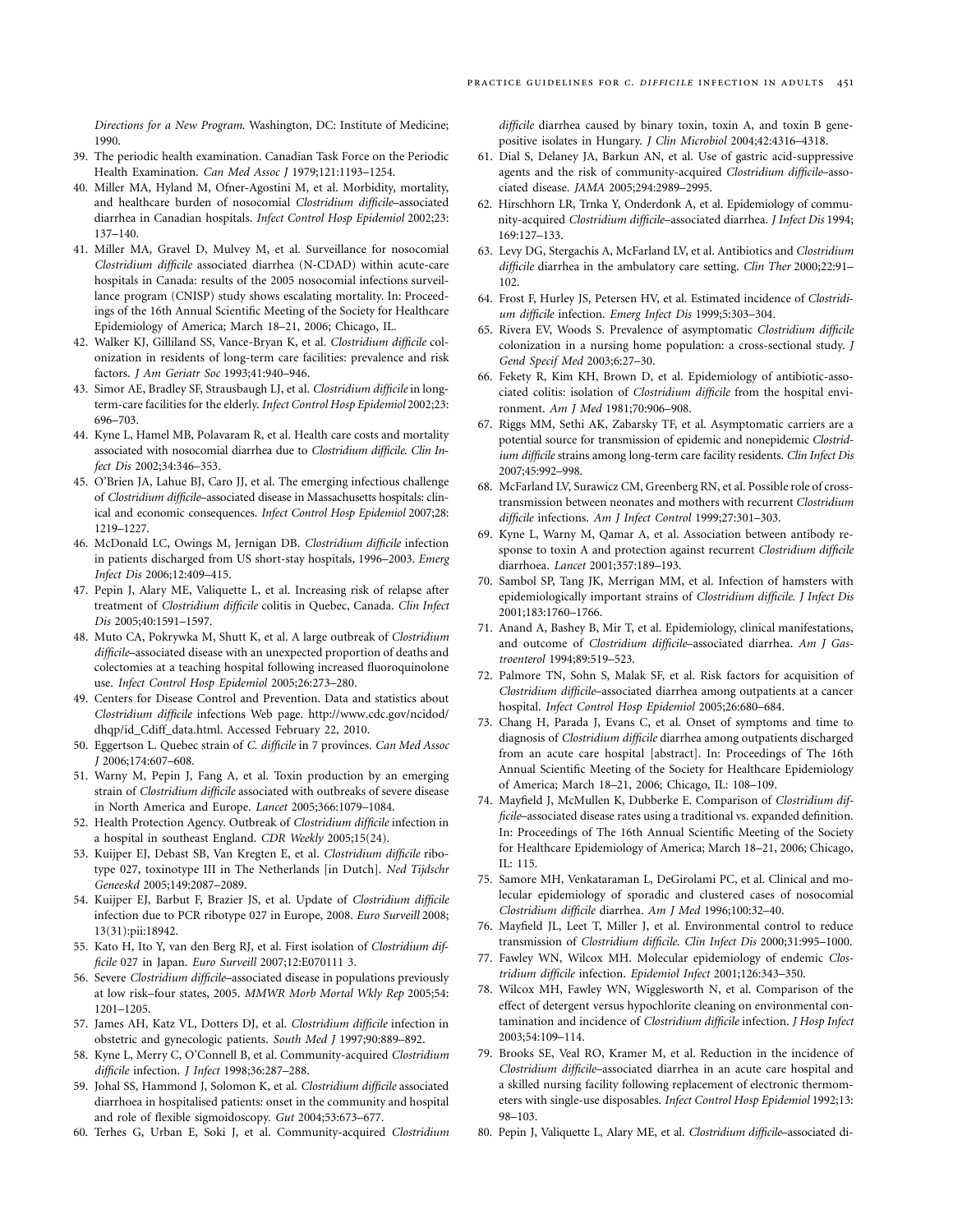*Directions for a New Program.* Washington, DC: Institute of Medicine; 1990.

39. The periodic health examination. Canadian Task Force on the Periodic Health Examination. *Can Med Assoc J* 1979;121:1193–1254.
40. Miller MA, Hyland M, Ofner-Agostini M, et al. Morbidity, mortality, and healthcare burden of nosocomial *Clostridium difficile*–associated diarrhea in Canadian hospitals. *Infect Control Hosp Epidemiol* 2002;23: 137–140.
41. Miller MA, Gravel D, Mulvey M, et al. Surveillance for nosocomial *Clostridium difficile* associated diarrhea (N-CDAD) within acute-care hospitals in Canada: results of the 2005 nosocomial infections surveillance program (CNISP) study shows escalating mortality. In: Proceedings of the 16th Annual Scientific Meeting of the Society for Healthcare Epidemiology of America; March 18–21, 2006; Chicago, IL.
42. Walker KJ, Gilliland SS, Vance-Bryan K, et al. *Clostridium difficile* colonization in residents of long-term care facilities: prevalence and risk factors. *J Am Geriatr Soc* 1993;41:940–946.
43. Simor AE, Bradley SF, Strausbaugh LJ, et al. *Clostridium difficile* in long-term-care facilities for the elderly. *Infect Control Hosp Epidemiol* 2002;23: 696–703.
44. Kyne L, Hamel MB, Polavaram R, et al. Health care costs and mortality associated with nosocomial diarrhea due to *Clostridium difficile*. *Clin Infect Dis* 2002;34:346–353.
45. O'Brien JA, Lahue BJ, Caro JJ, et al. The emerging infectious challenge of *Clostridium difficile*–associated disease in Massachusetts hospitals: clinical and economic consequences. *Infect Control Hosp Epidemiol* 2007;28: 1219–1227.
46. McDonald LC, Owings M, Jernigan DB. *Clostridium difficile* infection in patients discharged from US short-stay hospitals, 1996–2003. *Emerg Infect Dis* 2006;12:409–415.
47. Pepin J, Alary ME, Valiquette L, et al. Increasing risk of relapse after treatment of *Clostridium difficile* colitis in Quebec, Canada. *Clin Infect Dis* 2005;40:1591–1597.
48. Muto CA, Pokrywka M, Shutt K, et al. A large outbreak of *Clostridium difficile*–associated disease with an unexpected proportion of deaths and colectomies at a teaching hospital following increased fluoroquinolone use. *Infect Control Hosp Epidemiol* 2005;26:273–280.
49. Centers for Disease Control and Prevention. Data and statistics about *Clostridium difficile* infections Web page. http://www.cdc.gov/ncidod/dhqp/id_Cdiff_data.html. Accessed February 22, 2010.
50. Eggertson L. Quebec strain of *C. difficile* in 7 provinces. *Can Med Assoc J* 2006;174:607–608.
51. Warny M, Pepin J, Fang A, et al. Toxin production by an emerging strain of *Clostridium difficile* associated with outbreaks of severe disease in North America and Europe. *Lancet* 2005;366:1079–1084.
52. Health Protection Agency. Outbreak of *Clostridium difficile* infection in a hospital in southeast England. *CDR Weekly* 2005;15(24).
53. Kuijper EJ, Debast SB, Van Kregten E, et al. *Clostridium difficile* ribotype 027, toxinotype III in The Netherlands [in Dutch]. *Ned Tijdschr Geneeskd* 2005;149:2087–2089.
54. Kuijper EJ, Barbut F, Brazier JS, et al. Update of *Clostridium difficile* infection due to PCR ribotype 027 in Europe, 2008. *Euro Surveill* 2008; 13(31):pii:18942.
55. Kato H, Ito Y, van den Berg RJ, et al. First isolation of *Clostridium difficile* 027 in Japan. *Euro Surveill* 2007;12:E070111 3.
56. Severe *Clostridium difficile*–associated disease in populations previously at low risk–four states, 2005. *MMWR Morb Mortal Wkly Rep* 2005;54: 1201–1205.
57. James AH, Katz VL, Dotters DJ, et al. *Clostridium difficile* infection in obstetric and gynecologic patients. *South Med J* 1997;90:889–892.
58. Kyne L, Merry C, O'Connell B, et al. Community-acquired *Clostridium difficile* infection. *J Infect* 1998;36:287–288.
59. Johal SS, Hammond J, Solomon K, et al. *Clostridium difficile* associated diarrhoea in hospitalised patients: onset in the community and hospital and role of flexible sigmoidoscopy. *Gut* 2004;53:673–677.
60. Terhes G, Urban E, Soki J, et al. Community-acquired *Clostridium difficile* diarrhea caused by binary toxin, toxin A, and toxin B gene-positive isolates in Hungary. *J Clin Microbiol* 2004;42:4316–4318.
61. Dial S, Delaney JA, Barkun AN, et al. Use of gastric acid-suppressive agents and the risk of community-acquired *Clostridium difficile*–associated disease. *JAMA* 2005;294:2989–2995.
62. Hirschhorn LR, Trnka Y, Onderdonk A, et al. Epidemiology of community-acquired *Clostridium difficile*–associated diarrhea. *J Infect Dis* 1994; 169:127–133.
63. Levy DG, Stergachis A, McFarland LV, et al. Antibiotics and *Clostridium difficile* diarrhea in the ambulatory care setting. *Clin Ther* 2000;22:91–102.
64. Frost F, Hurley JS, Petersen HV, et al. Estimated incidence of *Clostridium difficile* infection. *Emerg Infect Dis* 1999;5:303–304.
65. Rivera EV, Woods S. Prevalence of asymptomatic *Clostridium difficile* colonization in a nursing home population: a cross-sectional study. *J Gend Specif Med* 2003;6:27–30.
66. Fekety R, Kim KH, Brown D, et al. Epidemiology of antibiotic-associated colitis: isolation of *Clostridium difficile* from the hospital environment. *Am J Med* 1981;70:906–908.
67. Riggs MM, Sethi AK, Zabarsky TF, et al. Asymptomatic carriers are a potential source for transmission of epidemic and nonepidemic *Clostridium difficile* strains among long-term care facility residents. *Clin Infect Dis* 2007;45:992–998.
68. McFarland LV, Surawicz CM, Greenberg RN, et al. Possible role of cross-transmission between neonates and mothers with recurrent *Clostridium difficile* infections. *Am J Infect Control* 1999;27:301–303.
69. Kyne L, Warny M, Qamar A, et al. Association between antibody response to toxin A and protection against recurrent *Clostridium difficile* diarrhoea. *Lancet* 2001;357:189–193.
70. Sambol SP, Tang JK, Merrigan MM, et al. Infection of hamsters with epidemiologically important strains of *Clostridium difficile*. *J Infect Dis* 2001;183:1760–1766.
71. Anand A, Bashey B, Mir T, et al. Epidemiology, clinical manifestations, and outcome of *Clostridium difficile*–associated diarrhea. *Am J Gastroenterol* 1994;89:519–523.
72. Palmore TN, Sohn S, Malak SF, et al. Risk factors for acquisition of *Clostridium difficile*–associated diarrhea among outpatients at a cancer hospital. *Infect Control Hosp Epidemiol* 2005;26:680–684.
73. Chang H, Parada J, Evans C, et al. Onset of symptoms and time to diagnosis of *Clostridium difficile* diarrhea among outpatients discharged from an acute care hospital [abstract]. In: Proceedings of The 16th Annual Scientific Meeting of the Society for Healthcare Epidemiology of America; March 18–21, 2006; Chicago, IL: 108–109.
74. Mayfield J, McMullen K, Dubberke E. Comparison of *Clostridium difficile*–associated disease rates using a traditional vs. expanded definition. In: Proceedings of The 16th Annual Scientific Meeting of the Society for Healthcare Epidemiology of America; March 18–21, 2006; Chicago, IL: 115.
75. Samore MH, Venkataraman L, DeGirolami PC, et al. Clinical and molecular epidemiology of sporadic and clustered cases of nosocomial *Clostridium difficile* diarrhea. *Am J Med* 1996;100:32–40.
76. Mayfield JL, Leet T, Miller J, et al. Environmental control to reduce transmission of *Clostridium difficile*. *Clin Infect Dis* 2000;31:995–1000.
77. Fawley WN, Wilcox MH. Molecular epidemiology of endemic *Clostridium difficile* infection. *Epidemiol Infect* 2001;126:343–350.
78. Wilcox MH, Fawley WN, Wigglesworth N, et al. Comparison of the effect of detergent versus hypochlorite cleaning on environmental contamination and incidence of *Clostridium difficile* infection. *J Hosp Infect* 2003;54:109–114.
79. Brooks SE, Veal RO, Kramer M, et al. Reduction in the incidence of *Clostridium difficile*–associated diarrhea in an acute care hospital and a skilled nursing facility following replacement of electronic thermometers with single-use disposables. *Infect Control Hosp Epidemiol* 1992;13: 98–103.
80. Pepin J, Valiquette L, Alary ME, et al. *Clostridium difficile*–associated di-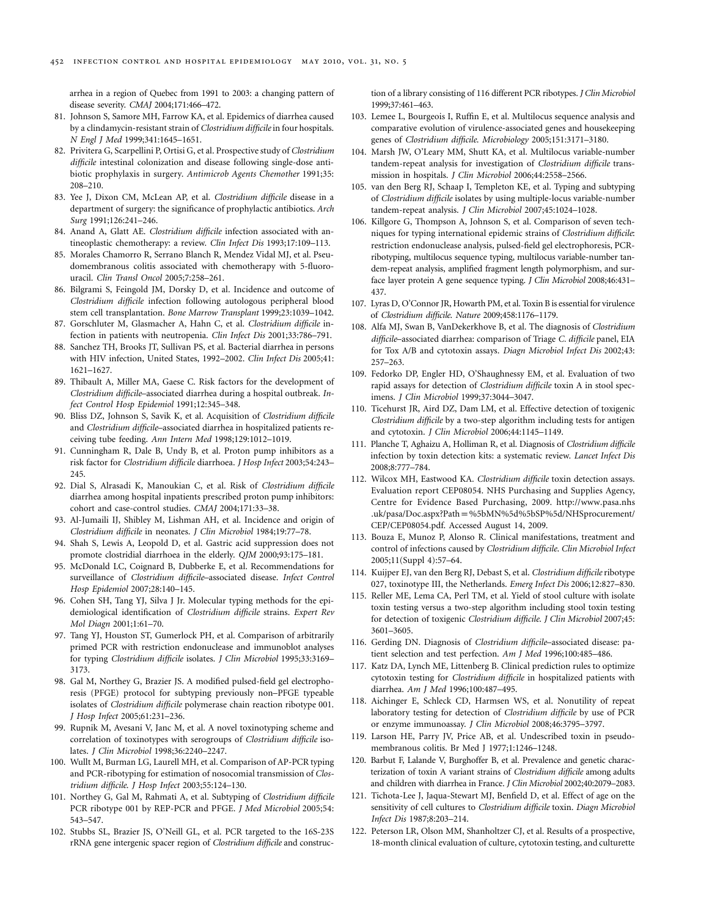arrhea in a region of Quebec from 1991 to 2003: a changing pattern of disease severity. *CMAJ* 2004;171:466–472.

81. Johnson S, Samore MH, Farrow KA, et al. Epidemics of diarrhea caused by a clindamycin-resistant strain of *Clostridium difficile* in four hospitals. *N Engl J Med* 1999;341:1645–1651.
82. Privitera G, Scarpellini P, Ortisi G, et al. Prospective study of *Clostridium difficile* intestinal colonization and disease following single-dose antibiotic prophylaxis in surgery. *Antimicrob Agents Chemother* 1991;35: 208–210.
83. Yee J, Dixon CM, McLean AP, et al. *Clostridium difficile* disease in a department of surgery: the significance of prophylactic antibiotics. *Arch Surg* 1991;126:241–246.
84. Anand A, Glatt AE. *Clostridium difficile* infection associated with antineoplastic chemotherapy: a review. *Clin Infect Dis* 1993;17:109–113.
85. Morales Chamorro R, Serrano Blanch R, Mendez Vidal MJ, et al. Pseudomembranous colitis associated with chemotherapy with 5-fluorouracil. *Clin Transl Oncol* 2005;7:258–261.
86. Bilgrami S, Feingold JM, Dorsky D, et al. Incidence and outcome of *Clostridium difficile* infection following autologous peripheral blood stem cell transplantation. *Bone Marrow Transplant* 1999;23:1039–1042.
87. Gorschluter M, Glasmacher A, Hahn C, et al. *Clostridium difficile* infection in patients with neutropenia. *Clin Infect Dis* 2001;33:786–791.
88. Sanchez TH, Brooks JT, Sullivan PS, et al. Bacterial diarrhea in persons with HIV infection, United States, 1992–2002. *Clin Infect Dis* 2005;41: 1621–1627.
89. Thibault A, Miller MA, Gaese C. Risk factors for the development of *Clostridium difficile*–associated diarrhea during a hospital outbreak. *Infect Control Hosp Epidemiol* 1991;12:345–348.
90. Bliss DZ, Johnson S, Savik K, et al. Acquisition of *Clostridium difficile* and *Clostridium difficile*–associated diarrhea in hospitalized patients receiving tube feeding. *Ann Intern Med* 1998;129:1012–1019.
91. Cunningham R, Dale B, Undy B, et al. Proton pump inhibitors as a risk factor for *Clostridium difficile* diarrhoea. *J Hosp Infect* 2003;54:243–245.
92. Dial S, Alrasadi K, Manoukian C, et al. Risk of *Clostridium difficile* diarrhea among hospital inpatients prescribed proton pump inhibitors: cohort and case-control studies. *CMAJ* 2004;171:33–38.
93. Al-Jumaili IJ, Shibley M, Lishman AH, et al. Incidence and origin of *Clostridium difficile* in neonates. *J Clin Microbiol* 1984;19:77–78.
94. Shah S, Lewis A, Leopold D, et al. Gastric acid suppression does not promote clostridial diarrhoea in the elderly. *QJM* 2000;93:175–181.
95. McDonald LC, Coignard B, Dubberke E, et al. Recommendations for surveillance of *Clostridium difficile*–associated disease. *Infect Control Hosp Epidemiol* 2007;28:140–145.
96. Cohen SH, Tang YJ, Silva J Jr. Molecular typing methods for the epidemiological identification of *Clostridium difficile* strains. *Expert Rev Mol Diagn* 2001;1:61–70.
97. Tang YJ, Houston ST, Gumerlock PH, et al. Comparison of arbitrarily primed PCR with restriction endonuclease and immunoblot analyses for typing *Clostridium difficile* isolates. *J Clin Microbiol* 1995;33:3169–3173.
98. Gal M, Northey G, Brazier JS. A modified pulsed-field gel electrophoresis (PFGE) protocol for subtyping previously non–PFGE typeable isolates of *Clostridium difficile* polymerase chain reaction ribotype 001. *J Hosp Infect* 2005;61:231–236.
99. Rupnik M, Avesani V, Janc M, et al. A novel toxinotyping scheme and correlation of toxinotypes with serogroups of *Clostridium difficile* isolates. *J Clin Microbiol* 1998;36:2240–2247.
100. Wullt M, Burman LG, Laurell MH, et al. Comparison of AP-PCR typing and PCR-ribotyping for estimation of nosocomial transmission of *Clostridium difficile*. *J Hosp Infect* 2003;55:124–130.
101. Northey G, Gal M, Rahmati A, et al. Subtyping of *Clostridium difficile* PCR ribotype 001 by REP-PCR and PFGE. *J Med Microbiol* 2005;54: 543–547.
102. Stubbs SL, Brazier JS, O'Neill GL, et al. PCR targeted to the 16S-23S rRNA gene intergenic spacer region of *Clostridium difficile* and construction of a library consisting of 116 different PCR ribotypes. *J Clin Microbiol* 1999;37:461–463.
103. Lemee L, Bourgeois I, Ruffin E, et al. Multilocus sequence analysis and comparative evolution of virulence-associated genes and housekeeping genes of *Clostridium difficile*. *Microbiology* 2005;151:3171–3180.
104. Marsh JW, O'Leary MM, Shutt KA, et al. Multilocus variable-number tandem-repeat analysis for investigation of *Clostridium difficile* transmission in hospitals. *J Clin Microbiol* 2006;44:2558–2566.
105. van den Berg RJ, Schaap I, Templeton KE, et al. Typing and subtyping of *Clostridium difficile* isolates by using multiple-locus variable-number tandem-repeat analysis. *J Clin Microbiol* 2007;45:1024–1028.
106. Killgore G, Thompson A, Johnson S, et al. Comparison of seven techniques for typing international epidemic strains of *Clostridium difficile*: restriction endonuclease analysis, pulsed-field gel electrophoresis, PCR-ribotyping, multilocus sequence typing, multilocus variable-number tandem-repeat analysis, amplified fragment length polymorphism, and surface layer protein A gene sequence typing. *J Clin Microbiol* 2008;46:431–437.
107. Lyras D, O'Connor JR, Howarth PM, et al. Toxin B is essential for virulence of *Clostridium difficile*. *Nature* 2009;458:1176–1179.
108. Alfa MJ, Swan B, VanDekerkhove B, et al. The diagnosis of *Clostridium difficile*–associated diarrhea: comparison of Triage *C. difficile* panel, EIA for Tox A/B and cytotoxin assays. *Diagn Microbiol Infect Dis* 2002;43: 257–263.
109. Fedorko DP, Engler HD, O'Shaughnessy EM, et al. Evaluation of two rapid assays for detection of *Clostridium difficile* toxin A in stool specimens. *J Clin Microbiol* 1999;37:3044–3047.
110. Ticehurst JR, Aird DZ, Dam LM, et al. Effective detection of toxigenic *Clostridium difficile* by a two-step algorithm including tests for antigen and cytotoxin. *J Clin Microbiol* 2006;44:1145–1149.
111. Planche T, Aghaizu A, Holliman R, et al. Diagnosis of *Clostridium difficile* infection by toxin detection kits: a systematic review. *Lancet Infect Dis* 2008;8:777–784.
112. Wilcox MH, Eastwood KA. *Clostridium difficile* toxin detection assays. Evaluation report CEP08054. NHS Purchasing and Supplies Agency, Centre for Evidence Based Purchasing, 2009. http://www.pasa.nhs.uk/pasa/Doc.aspx?Path=%5bMN%5d%5bSP%5d/NHSprocurement/CEP/CEP08054.pdf. Accessed August 14, 2009.
113. Bouza E, Munoz P, Alonso R. Clinical manifestations, treatment and control of infections caused by *Clostridium difficile*. *Clin Microbiol Infect* 2005;11(Suppl 4):57–64.
114. Kuijper EJ, van den Berg RJ, Debast S, et al. *Clostridium difficile* ribotype 027, toxinotype III, the Netherlands. *Emerg Infect Dis* 2006;12:827–830.
115. Reller ME, Lema CA, Perl TM, et al. Yield of stool culture with isolate toxin testing versus a two-step algorithm including stool toxin testing for detection of toxigenic *Clostridium difficile*. *J Clin Microbiol* 2007;45: 3601–3605.
116. Gerding DN. Diagnosis of *Clostridium difficile*–associated disease: patient selection and test perfection. *Am J Med* 1996;100:485–486.
117. Katz DA, Lynch ME, Littenberg B. Clinical prediction rules to optimize cytotoxin testing for *Clostridium difficile* in hospitalized patients with diarrhea. *Am J Med* 1996;100:487–495.
118. Aichinger E, Schleck CD, Harmsen WS, et al. Nonutility of repeat laboratory testing for detection of *Clostridium difficile* by use of PCR or enzyme immunoassay. *J Clin Microbiol* 2008;46:3795–3797.
119. Larson HE, Parry JV, Price AB, et al. Undescribed toxin in pseudomembranous colitis. Br Med J 1977;1:1246–1248.
120. Barbut F, Lalande V, Burghoffer B, et al. Prevalence and genetic characterization of toxin A variant strains of *Clostridium difficile* among adults and children with diarrhea in France. *J Clin Microbiol* 2002;40:2079–2083.
121. Tichota-Lee J, Jaqua-Stewart MJ, Benfield D, et al. Effect of age on the sensitivity of cell cultures to *Clostridium difficile* toxin. *Diagn Microbiol Infect Dis* 1987;8:203–214.
122. Peterson LR, Olson MM, Shanholtzer CJ, et al. Results of a prospective, 18-month clinical evaluation of culture, cytotoxin testing, and culturette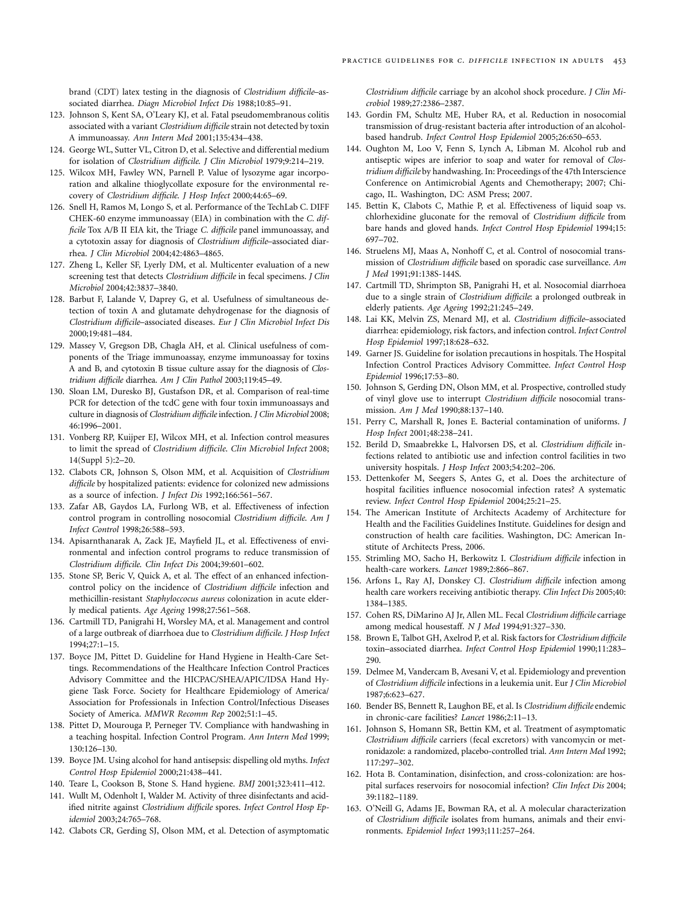brand (CDT) latex testing in the diagnosis of *Clostridium difficile*–associated diarrhea. *Diagn Microbiol Infect Dis* 1988;10:85–91.

123. Johnson S, Kent SA, O'Leary KJ, et al. Fatal pseudomembranous colitis associated with a variant *Clostridium difficile* strain not detected by toxin A immunoassay. *Ann Intern Med* 2001;135:434–438.
124. George WL, Sutter VL, Citron D, et al. Selective and differential medium for isolation of *Clostridium difficile*. *J Clin Microbiol* 1979;9:214–219.
125. Wilcox MH, Fawley WN, Parnell P. Value of lysozyme agar incorporation and alkaline thioglycollate exposure for the environmental recovery of *Clostridium difficile*. *J Hosp Infect* 2000;44:65–69.
126. Snell H, Ramos M, Longo S, et al. Performance of the TechLab C. DIFF CHEK-60 enzyme immunoassay (EIA) in combination with the *C. difficile* Tox A/B II EIA kit, the Triage *C. difficile* panel immunoassay, and a cytotoxin assay for diagnosis of *Clostridium difficile*–associated diarrhea. *J Clin Microbiol* 2004;42:4863–4865.
127. Zheng L, Keller SF, Lyerly DM, et al. Multicenter evaluation of a new screening test that detects *Clostridium difficile* in fecal specimens. *J Clin Microbiol* 2004;42:3837–3840.
128. Barbut F, Lalande V, Daprey G, et al. Usefulness of simultaneous detection of toxin A and glutamate dehydrogenase for the diagnosis of *Clostridium difficile*–associated diseases. *Eur J Clin Microbiol Infect Dis* 2000;19:481–484.
129. Massey V, Gregson DB, Chagla AH, et al. Clinical usefulness of components of the Triage immunoassay, enzyme immunoassay for toxins A and B, and cytotoxin B tissue culture assay for the diagnosis of *Clostridium difficile* diarrhea. *Am J Clin Pathol* 2003;119:45–49.
130. Sloan LM, Duresko BJ, Gustafson DR, et al. Comparison of real-time PCR for detection of the tcdC gene with four toxin immunoassays and culture in diagnosis of *Clostridium difficile* infection. *J Clin Microbiol* 2008; 46:1996–2001.
131. Vonberg RP, Kuijper EJ, Wilcox MH, et al. Infection control measures to limit the spread of *Clostridium difficile*. *Clin Microbiol Infect* 2008; 14(Suppl 5):2–20.
132. Clabots CR, Johnson S, Olson MM, et al. Acquisition of *Clostridium difficile* by hospitalized patients: evidence for colonized new admissions as a source of infection. *J Infect Dis* 1992;166:561–567.
133. Zafar AB, Gaydos LA, Furlong WB, et al. Effectiveness of infection control program in controlling nosocomial *Clostridium difficile*. *Am J Infect Control* 1998;26:588–593.
134. Apisarnthanarak A, Zack JE, Mayfield JL, et al. Effectiveness of environmental and infection control programs to reduce transmission of *Clostridium difficile*. *Clin Infect Dis* 2004;39:601–602.
135. Stone SP, Beric V, Quick A, et al. The effect of an enhanced infection-control policy on the incidence of *Clostridium difficile* infection and methicillin-resistant *Staphyloccocus aureus* colonization in acute elderly medical patients. *Age Ageing* 1998;27:561–568.
136. Cartmill TD, Panigrahi H, Worsley MA, et al. Management and control of a large outbreak of diarrhoea due to *Clostridium difficile*. *J Hosp Infect* 1994;27:1–15.
137. Boyce JM, Pittet D. Guideline for Hand Hygiene in Health-Care Settings. Recommendations of the Healthcare Infection Control Practices Advisory Committee and the HICPAC/SHEA/APIC/IDSA Hand Hygiene Task Force. Society for Healthcare Epidemiology of America/Association for Professionals in Infection Control/Infectious Diseases Society of America. *MMWR Recomm Rep* 2002;51:1–45.
138. Pittet D, Mourouga P, Perneger TV. Compliance with handwashing in a teaching hospital. Infection Control Program. *Ann Intern Med* 1999; 130:126–130.
139. Boyce JM. Using alcohol for hand antisepsis: dispelling old myths. *Infect Control Hosp Epidemiol* 2000;21:438–441.
140. Teare L, Cookson B, Stone S. Hand hygiene. *BMJ* 2001;323:411–412.
141. Wullt M, Odenholt I, Walder M. Activity of three disinfectants and acidified nitrite against *Clostridium difficile* spores. *Infect Control Hosp Epidemiol* 2003;24:765–768.
142. Clabots CR, Gerding SJ, Olson MM, et al. Detection of asymptomatic *Clostridium difficile* carriage by an alcohol shock procedure. *J Clin Microbiol* 1989;27:2386–2387.
143. Gordin FM, Schultz ME, Huber RA, et al. Reduction in nosocomial transmission of drug-resistant bacteria after introduction of an alcohol-based handrub. *Infect Control Hosp Epidemiol* 2005;26:650–653.
144. Oughton M, Loo V, Fenn S, Lynch A, Libman M. Alcohol rub and antiseptic wipes are inferior to soap and water for removal of *Clostridium difficile* by handwashing. In: Proceedings of the 47th Interscience Conference on Antimicrobial Agents and Chemotherapy; 2007; Chicago, IL. Washington, DC: ASM Press; 2007.
145. Bettin K, Clabots C, Mathie P, et al. Effectiveness of liquid soap vs. chlorhexidine gluconate for the removal of *Clostridium difficile* from bare hands and gloved hands. *Infect Control Hosp Epidemiol* 1994;15: 697–702.
146. Struelens MJ, Maas A, Nonhoff C, et al. Control of nosocomial transmission of *Clostridium difficile* based on sporadic case surveillance. *Am J Med* 1991;91:138S-144S.
147. Cartmill TD, Shrimpton SB, Panigrahi H, et al. Nosocomial diarrhoea due to a single strain of *Clostridium difficile*: a prolonged outbreak in elderly patients. *Age Ageing* 1992;21:245–249.
148. Lai KK, Melvin ZS, Menard MJ, et al. *Clostridium difficile*–associated diarrhea: epidemiology, risk factors, and infection control. *Infect Control Hosp Epidemiol* 1997;18:628–632.
149. Garner JS. Guideline for isolation precautions in hospitals. The Hospital Infection Control Practices Advisory Committee. *Infect Control Hosp Epidemiol* 1996;17:53–80.
150. Johnson S, Gerding DN, Olson MM, et al. Prospective, controlled study of vinyl glove use to interrupt *Clostridium difficile* nosocomial transmission. *Am J Med* 1990;88:137–140.
151. Perry C, Marshall R, Jones E. Bacterial contamination of uniforms. *J Hosp Infect* 2001;48:238–241.
152. Berild D, Smaabrekke L, Halvorsen DS, et al. *Clostridium difficile* infections related to antibiotic use and infection control facilities in two university hospitals. *J Hosp Infect* 2003;54:202–206.
153. Dettenkofer M, Seegers S, Antes G, et al. Does the architecture of hospital facilities influence nosocomial infection rates? A systematic review. *Infect Control Hosp Epidemiol* 2004;25:21–25.
154. The American Institute of Architects Academy of Architecture for Health and the Facilities Guidelines Institute. Guidelines for design and construction of health care facilities. Washington, DC: American Institute of Architects Press, 2006.
155. Strimling MO, Sacho H, Berkowitz I. *Clostridium difficile* infection in health-care workers. *Lancet* 1989;2:866–867.
156. Arfons L, Ray AJ, Donskey CJ. *Clostridium difficile* infection among health care workers receiving antibiotic therapy. *Clin Infect Dis* 2005;40: 1384–1385.
157. Cohen RS, DiMarino AJ Jr, Allen ML. Fecal *Clostridium difficile* carriage among medical housestaff. *N J Med* 1994;91:327–330.
158. Brown E, Talbot GH, Axelrod P, et al. Risk factors for *Clostridium difficile* toxin–associated diarrhea. *Infect Control Hosp Epidemiol* 1990;11:283–290.
159. Delmee M, Vandercam B, Avesani V, et al. Epidemiology and prevention of *Clostridium difficile* infections in a leukemia unit. Eur *J Clin Microbiol* 1987;6:623–627.
160. Bender BS, Bennett R, Laughon BE, et al. Is *Clostridium difficile* endemic in chronic-care facilities? *Lancet* 1986;2:11–13.
161. Johnson S, Homann SR, Bettin KM, et al. Treatment of asymptomatic *Clostridium difficile* carriers (fecal excretors) with vancomycin or metronidazole: a randomized, placebo-controlled trial. *Ann Intern Med* 1992; 117:297–302.
162. Hota B. Contamination, disinfection, and cross-colonization: are hospital surfaces reservoirs for nosocomial infection? *Clin Infect Dis* 2004; 39:1182–1189.
163. O'Neill G, Adams JE, Bowman RA, et al. A molecular characterization of *Clostridium difficile* isolates from humans, animals and their environments. *Epidemiol Infect* 1993;111:257–264.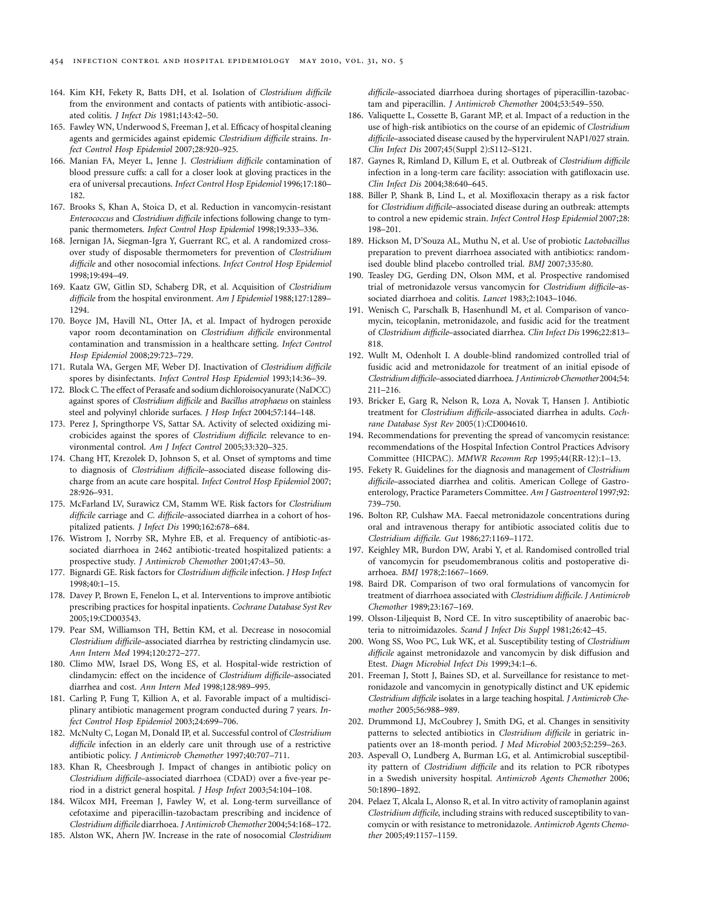164. Kim KH, Fekety R, Batts DH, et al. Isolation of *Clostridium difficile* from the environment and contacts of patients with antibiotic-associated colitis. *J Infect Dis* 1981;143:42–50.
165. Fawley WN, Underwood S, Freeman J, et al. Efficacy of hospital cleaning agents and germicides against epidemic *Clostridium difficile* strains. *Infect Control Hosp Epidemiol* 2007;28:920–925.
166. Manian FA, Meyer L, Jenne J. *Clostridium difficile* contamination of blood pressure cuffs: a call for a closer look at gloving practices in the era of universal precautions. *Infect Control Hosp Epidemiol* 1996;17:180–182.
167. Brooks S, Khan A, Stoica D, et al. Reduction in vancomycin-resistant *Enterococcus* and *Clostridium difficile* infections following change to tympanic thermometers. *Infect Control Hosp Epidemiol* 1998;19:333–336.
168. Jernigan JA, Siegman-Igra Y, Guerrant RC, et al. A randomized crossover study of disposable thermometers for prevention of *Clostridium difficile* and other nosocomial infections. *Infect Control Hosp Epidemiol* 1998;19:494–49.
169. Kaatz GW, Gitlin SD, Schaberg DR, et al. Acquisition of *Clostridium difficile* from the hospital environment. *Am J Epidemiol* 1988;127:1289–1294.
170. Boyce JM, Havill NL, Otter JA, et al. Impact of hydrogen peroxide vapor room decontamination on *Clostridium difficile* environmental contamination and transmission in a healthcare setting. *Infect Control Hosp Epidemiol* 2008;29:723–729.
171. Rutala WA, Gergen MF, Weber DJ. Inactivation of *Clostridium difficile* spores by disinfectants. *Infect Control Hosp Epidemiol* 1993;14:36–39.
172. Block C. The effect of Perasafe and sodium dichloroisocyanurate (NaDCC) against spores of *Clostridium difficile* and *Bacillus atrophaeus* on stainless steel and polyvinyl chloride surfaces. *J Hosp Infect* 2004;57:144–148.
173. Perez J, Springthorpe VS, Sattar SA. Activity of selected oxidizing microbicides against the spores of *Clostridium difficile*: relevance to environmental control. *Am J Infect Control* 2005;33:320–325.
174. Chang HT, Krezolek D, Johnson S, et al. Onset of symptoms and time to diagnosis of *Clostridium difficile*–associated disease following discharge from an acute care hospital. *Infect Control Hosp Epidemiol* 2007;28:926–931.
175. McFarland LV, Surawicz CM, Stamm WE. Risk factors for *Clostridium difficile* carriage and *C. difficile*–associated diarrhea in a cohort of hospitalized patients. *J Infect Dis* 1990;162:678–684.
176. Wistrom J, Norrby SR, Myhre EB, et al. Frequency of antibiotic-associated diarrhoea in 2462 antibiotic-treated hospitalized patients: a prospective study. *J Antimicrob Chemother* 2001;47:43–50.
177. Bignardi GE. Risk factors for *Clostridium difficile* infection. *J Hosp Infect* 1998;40:1–15.
178. Davey P, Brown E, Fenelon L, et al. Interventions to improve antibiotic prescribing practices for hospital inpatients. *Cochrane Database Syst Rev* 2005;19:CD003543.
179. Pear SM, Williamson TH, Bettin KM, et al. Decrease in nosocomial *Clostridium difficile*–associated diarrhea by restricting clindamycin use. *Ann Intern Med* 1994;120:272–277.
180. Climo MW, Israel DS, Wong ES, et al. Hospital-wide restriction of clindamycin: effect on the incidence of *Clostridium difficile*–associated diarrhea and cost. *Ann Intern Med* 1998;128:989–995.
181. Carling P, Fung T, Killion A, et al. Favorable impact of a multidisciplinary antibiotic management program conducted during 7 years. *Infect Control Hosp Epidemiol* 2003;24:699–706.
182. McNulty C, Logan M, Donald IP, et al. Successful control of *Clostridium difficile* infection in an elderly care unit through use of a restrictive antibiotic policy. *J Antimicrob Chemother* 1997;40:707–711.
183. Khan R, Cheesbrough J. Impact of changes in antibiotic policy on *Clostridium difficile*–associated diarrhoea (CDAD) over a five-year period in a district general hospital. *J Hosp Infect* 2003;54:104–108.
184. Wilcox MH, Freeman J, Fawley W, et al. Long-term surveillance of cefotaxime and piperacillin-tazobactam prescribing and incidence of *Clostridium difficile* diarrhoea. *J Antimicrob Chemother* 2004;54:168–172.
185. Alston WK, Ahern JW. Increase in the rate of nosocomial *Clostridium difficile*–associated diarrhoea during shortages of piperacillin-tazobactam and piperacillin. *J Antimicrob Chemother* 2004;53:549–550.
186. Valiquette L, Cossette B, Garant MP, et al. Impact of a reduction in the use of high-risk antibiotics on the course of an epidemic of *Clostridium difficile*–associated disease caused by the hypervirulent NAP1/027 strain. *Clin Infect Dis* 2007;45(Suppl 2):S112–S121.
187. Gaynes R, Rimland D, Killum E, et al. Outbreak of *Clostridium difficile* infection in a long-term care facility: association with gatifloxacin use. *Clin Infect Dis* 2004;38:640–645.
188. Biller P, Shank B, Lind L, et al. Moxifloxacin therapy as a risk factor for *Clostridium difficile*–associated disease during an outbreak: attempts to control a new epidemic strain. *Infect Control Hosp Epidemiol* 2007;28:198–201.
189. Hickson M, D'Souza AL, Muthu N, et al. Use of probiotic *Lactobacillus* preparation to prevent diarrhoea associated with antibiotics: randomised double blind placebo controlled trial. *BMJ* 2007;335:80.
190. Teasley DG, Gerding DN, Olson MM, et al. Prospective randomised trial of metronidazole versus vancomycin for *Clostridium difficile*–associated diarrhoea and colitis. *Lancet* 1983;2:1043–1046.
191. Wenisch C, Parschalk B, Hasenhundl M, et al. Comparison of vancomycin, teicoplanin, metronidazole, and fusidic acid for the treatment of *Clostridium difficile*–associated diarrhea. *Clin Infect Dis* 1996;22:813–818.
192. Wullt M, Odenholt I. A double-blind randomized controlled trial of fusidic acid and metronidazole for treatment of an initial episode of *Clostridium difficile*–associated diarrhoea. *J Antimicrob Chemother* 2004;54:211–216.
193. Bricker E, Garg R, Nelson R, Loza A, Novak T, Hansen J. Antibiotic treatment for *Clostridium difficile*–associated diarrhea in adults. *Cochrane Database Syst Rev* 2005(1):CD004610.
194. Recommendations for preventing the spread of vancomycin resistance: recommendations of the Hospital Infection Control Practices Advisory Committee (HICPAC). *MMWR Recomm Rep* 1995;44(RR-12):1–13.
195. Fekety R. Guidelines for the diagnosis and management of *Clostridium difficile*–associated diarrhea and colitis. American College of Gastroenterology, Practice Parameters Committee. *Am J Gastroenterol* 1997;92:739–750.
196. Bolton RP, Culshaw MA. Faecal metronidazole concentrations during oral and intravenous therapy for antibiotic associated colitis due to *Clostridium difficile*. *Gut* 1986;27:1169–1172.
197. Keighley MR, Burdon DW, Arabi Y, et al. Randomised controlled trial of vancomycin for pseudomembranous colitis and postoperative diarrhoea. *BMJ* 1978;2:1667–1669.
198. Baird DR. Comparison of two oral formulations of vancomycin for treatment of diarrhoea associated with *Clostridium difficile*. *J Antimicrob Chemother* 1989;23:167–169.
199. Olsson-Liljequist B, Nord CE. In vitro susceptibility of anaerobic bacteria to nitroimidazoles. *Scand J Infect Dis Suppl* 1981;26:42–45.
200. Wong SS, Woo PC, Luk WK, et al. Susceptibility testing of *Clostridium difficile* against metronidazole and vancomycin by disk diffusion and Etest. *Diagn Microbiol Infect Dis* 1999;34:1–6.
201. Freeman J, Stott J, Baines SD, et al. Surveillance for resistance to metronidazole and vancomycin in genotypically distinct and UK epidemic *Clostridium difficile* isolates in a large teaching hospital. *J Antimicrob Chemother* 2005;56:988–989.
202. Drummond LJ, McCoubrey J, Smith DG, et al. Changes in sensitivity patterns to selected antibiotics in *Clostridium difficile* in geriatric inpatients over an 18-month period. *J Med Microbiol* 2003;52:259–263.
203. Aspevall O, Lundberg A, Burman LG, et al. Antimicrobial susceptibility pattern of *Clostridium difficile* and its relation to PCR ribotypes in a Swedish university hospital. *Antimicrob Agents Chemother* 2006;50:1890–1892.
204. Pelaez T, Alcala L, Alonso R, et al. In vitro activity of ramoplanin against *Clostridium difficile*, including strains with reduced susceptibility to vancomycin or with resistance to metronidazole. *Antimicrob Agents Chemother* 2005;49:1157–1159.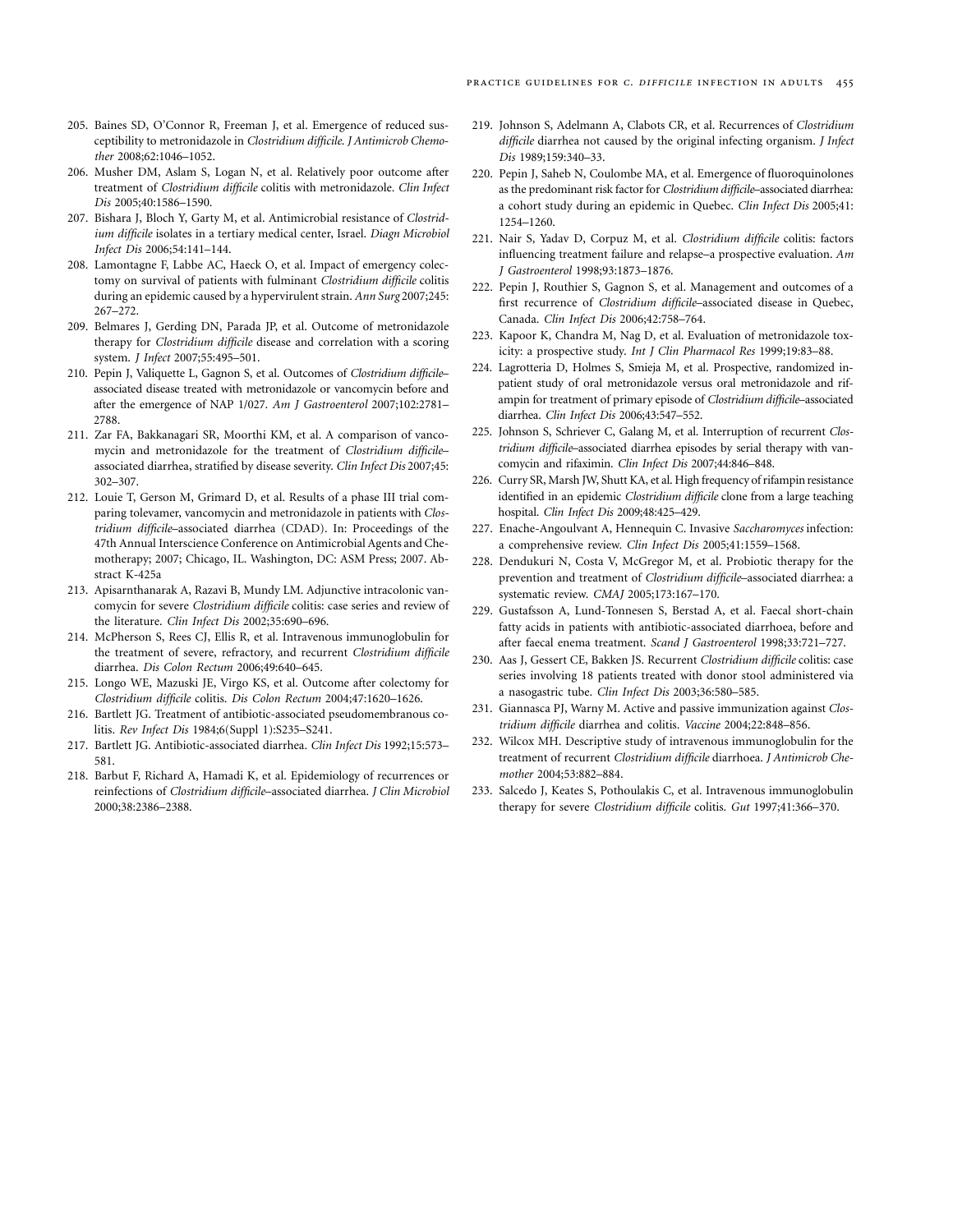205. Baines SD, O'Connor R, Freeman J, et al. Emergence of reduced susceptibility to metronidazole in *Clostridium difficile*. *J Antimicrob Chemother* 2008;62:1046–1052.
206. Musher DM, Aslam S, Logan N, et al. Relatively poor outcome after treatment of *Clostridium difficile* colitis with metronidazole. *Clin Infect Dis* 2005;40:1586–1590.
207. Bishara J, Bloch Y, Garty M, et al. Antimicrobial resistance of *Clostridium difficile* isolates in a tertiary medical center, Israel. *Diagn Microbiol Infect Dis* 2006;54:141–144.
208. Lamontagne F, Labbe AC, Haeck O, et al. Impact of emergency colectomy on survival of patients with fulminant *Clostridium difficile* colitis during an epidemic caused by a hypervirulent strain. *Ann Surg* 2007;245:267–272.
209. Belmares J, Gerding DN, Parada JP, et al. Outcome of metronidazole therapy for *Clostridium difficile* disease and correlation with a scoring system. *J Infect* 2007;55:495–501.
210. Pepin J, Valiquette L, Gagnon S, et al. Outcomes of *Clostridium difficile*–associated disease treated with metronidazole or vancomycin before and after the emergence of NAP 1/027. *Am J Gastroenterol* 2007;102:2781–2788.
211. Zar FA, Bakkanagari SR, Moorthi KM, et al. A comparison of vancomycin and metronidazole for the treatment of *Clostridium difficile*–associated diarrhea, stratified by disease severity. *Clin Infect Dis* 2007;45:302–307.
212. Louie T, Gerson M, Grimard D, et al. Results of a phase III trial comparing tolevamer, vancomycin and metronidazole in patients with *Clostridium difficile*–associated diarrhea (CDAD). In: Proceedings of the 47th Annual Interscience Conference on Antimicrobial Agents and Chemotherapy; 2007; Chicago, IL. Washington, DC: ASM Press; 2007. Abstract K-425a
213. Apisarnthanarak A, Razavi B, Mundy LM. Adjunctive intracolonic vancomycin for severe *Clostridium difficile* colitis: case series and review of the literature. *Clin Infect Dis* 2002;35:690–696.
214. McPherson S, Rees CJ, Ellis R, et al. Intravenous immunoglobulin for the treatment of severe, refractory, and recurrent *Clostridium difficile* diarrhea. *Dis Colon Rectum* 2006;49:640–645.
215. Longo WE, Mazuski JE, Virgo KS, et al. Outcome after colectomy for *Clostridium difficile* colitis. *Dis Colon Rectum* 2004;47:1620–1626.
216. Bartlett JG. Treatment of antibiotic-associated pseudomembranous colitis. *Rev Infect Dis* 1984;6(Suppl 1):S235–S241.
217. Bartlett JG. Antibiotic-associated diarrhea. *Clin Infect Dis* 1992;15:573–581.
218. Barbut F, Richard A, Hamadi K, et al. Epidemiology of recurrences or reinfections of *Clostridium difficile*–associated diarrhea. *J Clin Microbiol* 2000;38:2386–2388.
219. Johnson S, Adelmann A, Clabots CR, et al. Recurrences of *Clostridium difficile* diarrhea not caused by the original infecting organism. *J Infect Dis* 1989;159:340–33.
220. Pepin J, Saheb N, Coulombe MA, et al. Emergence of fluoroquinolones as the predominant risk factor for *Clostridium difficile*–associated diarrhea: a cohort study during an epidemic in Quebec. *Clin Infect Dis* 2005;41:1254–1260.
221. Nair S, Yadav D, Corpuz M, et al. *Clostridium difficile* colitis: factors influencing treatment failure and relapse–a prospective evaluation. *Am J Gastroenterol* 1998;93:1873–1876.
222. Pepin J, Routhier S, Gagnon S, et al. Management and outcomes of a first recurrence of *Clostridium difficile*–associated disease in Quebec, Canada. *Clin Infect Dis* 2006;42:758–764.
223. Kapoor K, Chandra M, Nag D, et al. Evaluation of metronidazole toxicity: a prospective study. *Int J Clin Pharmacol Res* 1999;19:83–88.
224. Lagrotteria D, Holmes S, Smieja M, et al. Prospective, randomized inpatient study of oral metronidazole versus oral metronidazole and rifampin for treatment of primary episode of *Clostridium difficile*–associated diarrhea. *Clin Infect Dis* 2006;43:547–552.
225. Johnson S, Schriever C, Galang M, et al. Interruption of recurrent *Clostridium difficile*–associated diarrhea episodes by serial therapy with vancomycin and rifaximin. *Clin Infect Dis* 2007;44:846–848.
226. Curry SR, Marsh JW, Shutt KA, et al. High frequency of rifampin resistance identified in an epidemic *Clostridium difficile* clone from a large teaching hospital. *Clin Infect Dis* 2009;48:425–429.
227. Enache-Angoulvant A, Hennequin C. Invasive *Saccharomyces* infection: a comprehensive review. *Clin Infect Dis* 2005;41:1559–1568.
228. Dendukuri N, Costa V, McGregor M, et al. Probiotic therapy for the prevention and treatment of *Clostridium difficile*–associated diarrhea: a systematic review. *CMAJ* 2005;173:167–170.
229. Gustafsson A, Lund-Tonnesen S, Berstad A, et al. Faecal short-chain fatty acids in patients with antibiotic-associated diarrhoea, before and after faecal enema treatment. *Scand J Gastroenterol* 1998;33:721–727.
230. Aas J, Gessert CE, Bakken JS. Recurrent *Clostridium difficile* colitis: case series involving 18 patients treated with donor stool administered via a nasogastric tube. *Clin Infect Dis* 2003;36:580–585.
231. Giannasca PJ, Warny M. Active and passive immunization against *Clostridium difficile* diarrhea and colitis. *Vaccine* 2004;22:848–856.
232. Wilcox MH. Descriptive study of intravenous immunoglobulin for the treatment of recurrent *Clostridium difficile* diarrhoea. *J Antimicrob Chemother* 2004;53:882–884.
233. Salcedo J, Keates S, Pothoulakis C, et al. Intravenous immunoglobulin therapy for severe *Clostridium difficile* colitis. *Gut* 1997;41:366–370.